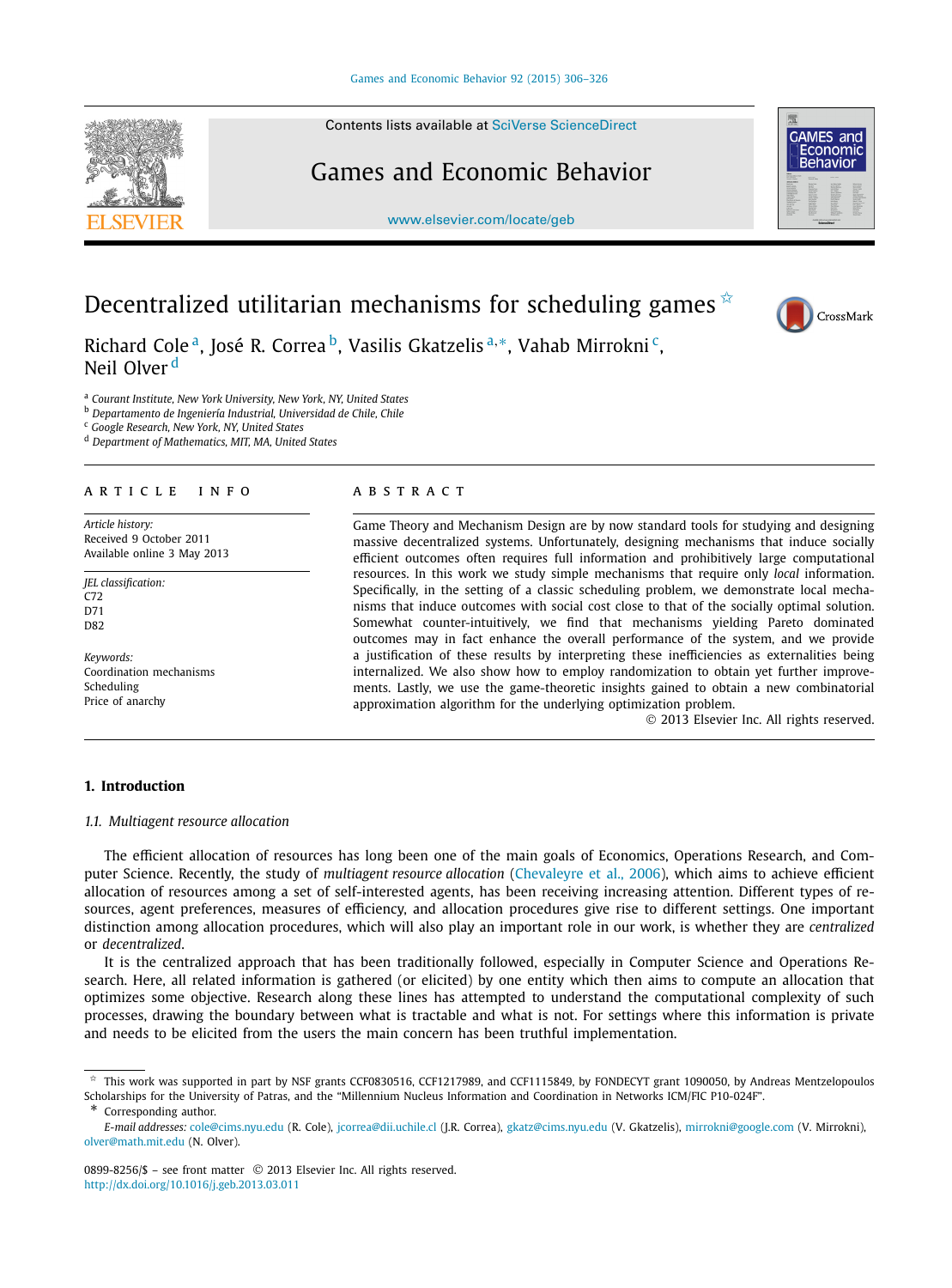# Decentralized utilitarian mechanisms for scheduling games ☆

Richard Cole [a], José R. Correa [b], Vasilis Gkatzelis [a,*], Vahab Mirrokni [c], Neil Olver [d]

[a] Courant Institute, New York University, New York, NY, United States
[b] Departamento de Ingeniería Industrial, Universidad de Chile, Chile
[c] Google Research, New York, NY, United States
[d] Department of Mathematics, MIT, MA, United States

## ARTICLE INFO

*Article history:*
Received 9 October 2011
Available online 3 May 2013

*JEL classification:*
C72
D71
D82

*Keywords:*
Coordination mechanisms
Scheduling
Price of anarchy

## ABSTRACT

Game Theory and Mechanism Design are by now standard tools for studying and designing massive decentralized systems. Unfortunately, designing mechanisms that induce socially efficient outcomes often requires full information and prohibitively large computational resources. In this work we study simple mechanisms that require only *local* information. Specifically, in the setting of a classic scheduling problem, we demonstrate local mechanisms that induce outcomes with social cost close to that of the socially optimal solution. Somewhat counter-intuitively, we find that mechanisms yielding Pareto dominated outcomes may in fact enhance the overall performance of the system, and we provide a justification of these results by interpreting these inefficiencies as externalities being internalized. We also show how to employ randomization to obtain yet further improvements. Lastly, we use the game-theoretic insights gained to obtain a new combinatorial approximation algorithm for the underlying optimization problem.

© 2013 Elsevier Inc. All rights reserved.

## 1. Introduction

### 1.1. Multiagent resource allocation

The efficient allocation of resources has long been one of the main goals of Economics, Operations Research, and Computer Science. Recently, the study of *multiagent resource allocation* (Chevaleyre et al., 2006), which aims to achieve efficient allocation of resources among a set of self-interested agents, has been receiving increasing attention. Different types of resources, agent preferences, measures of efficiency, and allocation procedures give rise to different settings. One important distinction among allocation procedures, which will also play an important role in our work, is whether they are *centralized* or *decentralized*.

It is the centralized approach that has been traditionally followed, especially in Computer Science and Operations Research. Here, all related information is gathered (or elicited) by one entity which then aims to compute an allocation that optimizes some objective. Research along these lines has attempted to understand the computational complexity of such processes, drawing the boundary between what is tractable and what is not. For settings where this information is private and needs to be elicited from the users the main concern has been truthful implementation.

☆ This work was supported in part by NSF grants CCF0830516, CCF1217989, and CCF1115849, by FONDECYT grant 1090050, by Andreas Mentzelopoulos Scholarships for the University of Patras, and the "Millennium Nucleus Information and Coordination in Networks ICM/FIC P10-024F".

\* Corresponding author.

*E-mail addresses:* cole@cims.nyu.edu (R. Cole), jcorrea@dii.uchile.cl (J.R. Correa), gkatz@cims.nyu.edu (V. Gkatzelis), mirrokni@google.com (V. Mirrokni), olver@math.mit.edu (N. Olver).

0899-8256/$ – see front matter © 2013 Elsevier Inc. All rights reserved.
http://dx.doi.org/10.1016/j.geb.2013.03.011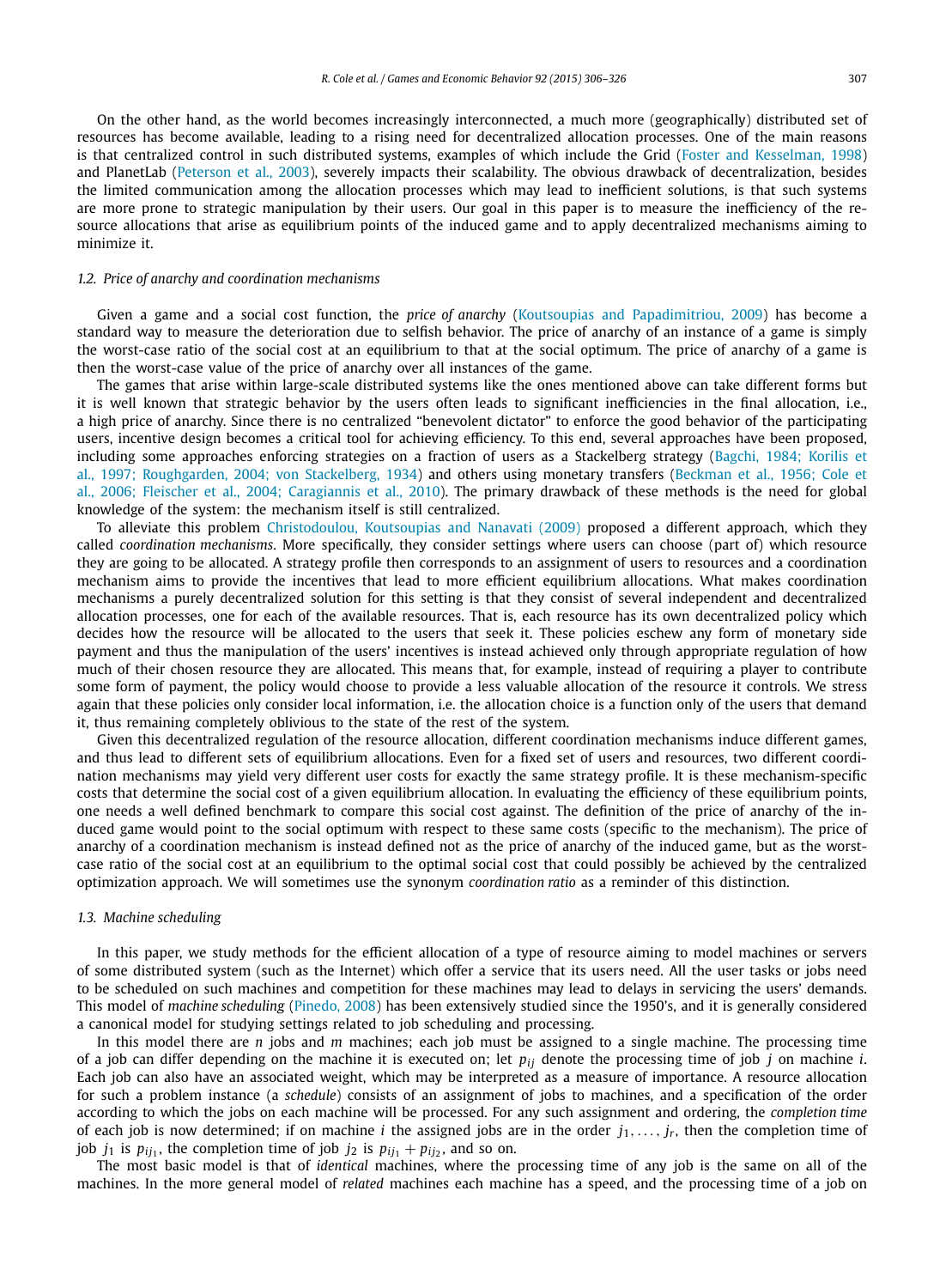On the other hand, as the world becomes increasingly interconnected, a much more (geographically) distributed set of resources has become available, leading to a rising need for decentralized allocation processes. One of the main reasons is that centralized control in such distributed systems, examples of which include the Grid (Foster and Kesselman, 1998) and PlanetLab (Peterson et al., 2003), severely impacts their scalability. The obvious drawback of decentralization, besides the limited communication among the allocation processes which may lead to inefficient solutions, is that such systems are more prone to strategic manipulation by their users. Our goal in this paper is to measure the inefficiency of the resource allocations that arise as equilibrium points of the induced game and to apply decentralized mechanisms aiming to minimize it.

### 1.2. Price of anarchy and coordination mechanisms

Given a game and a social cost function, the *price of anarchy* (Koutsoupias and Papadimitriou, 2009) has become a standard way to measure the deterioration due to selfish behavior. The price of anarchy of an instance of a game is simply the worst-case ratio of the social cost at an equilibrium to that at the social optimum. The price of anarchy of a game is then the worst-case value of the price of anarchy over all instances of the game.

The games that arise within large-scale distributed systems like the ones mentioned above can take different forms but it is well known that strategic behavior by the users often leads to significant inefficiencies in the final allocation, i.e., a high price of anarchy. Since there is no centralized "benevolent dictator" to enforce the good behavior of the participating users, incentive design becomes a critical tool for achieving efficiency. To this end, several approaches have been proposed, including some approaches enforcing strategies on a fraction of users as a Stackelberg strategy (Bagchi, 1984; Korilis et al., 1997; Roughgarden, 2004; von Stackelberg, 1934) and others using monetary transfers (Beckman et al., 1956; Cole et al., 2006; Fleischer et al., 2004; Caragiannis et al., 2010). The primary drawback of these methods is the need for global knowledge of the system: the mechanism itself is still centralized.

To alleviate this problem Christodoulou, Koutsoupias and Nanavati (2009) proposed a different approach, which they called *coordination mechanisms*. More specifically, they consider settings where users can choose (part of) which resource they are going to be allocated. A strategy profile then corresponds to an assignment of users to resources and a coordination mechanism aims to provide the incentives that lead to more efficient equilibrium allocations. What makes coordination mechanisms a purely decentralized solution for this setting is that they consist of several independent and decentralized allocation processes, one for each of the available resources. That is, each resource has its own decentralized policy which decides how the resource will be allocated to the users that seek it. These policies eschew any form of monetary side payment and thus the manipulation of the users' incentives is instead achieved only through appropriate regulation of how much of their chosen resource they are allocated. This means that, for example, instead of requiring a player to contribute some form of payment, the policy would choose to provide a less valuable allocation of the resource it controls. We stress again that these policies only consider local information, i.e. the allocation choice is a function only of the users that demand it, thus remaining completely oblivious to the state of the rest of the system.

Given this decentralized regulation of the resource allocation, different coordination mechanisms induce different games, and thus lead to different sets of equilibrium allocations. Even for a fixed set of users and resources, two different coordination mechanisms may yield very different user costs for exactly the same strategy profile. It is these mechanism-specific costs that determine the social cost of a given equilibrium allocation. In evaluating the efficiency of these equilibrium points, one needs a well defined benchmark to compare this social cost against. The definition of the price of anarchy of the induced game would point to the social optimum with respect to these same costs (specific to the mechanism). The price of anarchy of a coordination mechanism is instead defined not as the price of anarchy of the induced game, but as the worst-case ratio of the social cost at an equilibrium to the optimal social cost that could possibly be achieved by the centralized optimization approach. We will sometimes use the synonym *coordination ratio* as a reminder of this distinction.

### 1.3. Machine scheduling

In this paper, we study methods for the efficient allocation of a type of resource aiming to model machines or servers of some distributed system (such as the Internet) which offer a service that its users need. All the user tasks or jobs need to be scheduled on such machines and competition for these machines may lead to delays in servicing the users' demands. This model of *machine scheduling* (Pinedo, 2008) has been extensively studied since the 1950's, and it is generally considered a canonical model for studying settings related to job scheduling and processing.

In this model there are $n$ jobs and $m$ machines; each job must be assigned to a single machine. The processing time of a job can differ depending on the machine it is executed on; let $p_{ij}$ denote the processing time of job $j$ on machine $i$. Each job can also have an associated weight, which may be interpreted as a measure of importance. A resource allocation for such a problem instance (a *schedule*) consists of an assignment of jobs to machines, and a specification of the order according to which the jobs on each machine will be processed. For any such assignment and ordering, the *completion time* of each job is now determined; if on machine $i$ the assigned jobs are in the order $j_1, \dots, j_r$, then the completion time of job $j_1$ is $p_{ij_1}$, the completion time of job $j_2$ is $p_{ij_1} + p_{ij_2}$, and so on.

The most basic model is that of *identical* machines, where the processing time of any job is the same on all of the machines. In the more general model of *related* machines each machine has a speed, and the processing time of a job on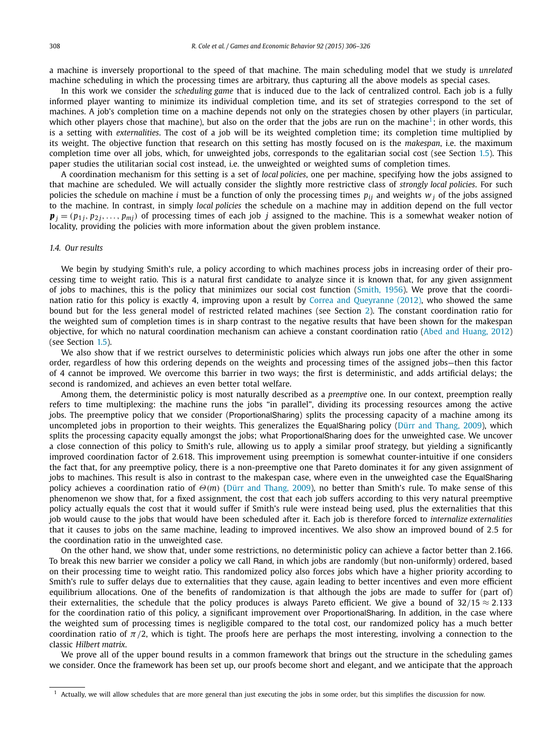a machine is inversely proportional to the speed of that machine. The main scheduling model that we study is *unrelated* machine scheduling in which the processing times are arbitrary, thus capturing all the above models as special cases.

In this work we consider the *scheduling game* that is induced due to the lack of centralized control. Each job is a fully informed player wanting to minimize its individual completion time, and its set of strategies correspond to the set of machines. A job's completion time on a machine depends not only on the strategies chosen by other players (in particular, which other players chose that machine), but also on the order that the jobs are run on the machine[1]; in other words, this is a setting with *externalities*. The cost of a job will be its weighted completion time; its completion time multiplied by its weight. The objective function that research on this setting has mostly focused on is the *makespan*, i.e. the maximum completion time over all jobs, which, for unweighted jobs, corresponds to the egalitarian social cost (see Section 1.5). This paper studies the utilitarian social cost instead, i.e. the unweighted or weighted sums of completion times.

A coordination mechanism for this setting is a set of *local policies*, one per machine, specifying how the jobs assigned to that machine are scheduled. We will actually consider the slightly more restrictive class of *strongly local policies*. For such policies the schedule on machine $i$ must be a function of only the processing times $p_{ij}$ and weights $w_j$ of the jobs assigned to the machine. In contrast, in simply *local policies* the schedule on a machine may in addition depend on the full vector $\boldsymbol{p}_j = (p_{1j}, p_{2j}, \ldots, p_{mj})$ of processing times of each job $j$ assigned to the machine. This is a somewhat weaker notion of locality, providing the policies with more information about the given problem instance.

### 1.4. Our results

We begin by studying Smith's rule, a policy according to which machines process jobs in increasing order of their processing time to weight ratio. This is a natural first candidate to analyze since it is known that, for any given assignment of jobs to machines, this is the policy that minimizes our social cost function (Smith, 1956). We prove that the coordination ratio for this policy is exactly 4, improving upon a result by Correa and Queyranne (2012), who showed the same bound but for the less general model of restricted related machines (see Section 2). The constant coordination ratio for the weighted sum of completion times is in sharp contrast to the negative results that have been shown for the makespan objective, for which no natural coordination mechanism can achieve a constant coordination ratio (Abed and Huang, 2012) (see Section 1.5).

We also show that if we restrict ourselves to deterministic policies which always run jobs one after the other in some order, regardless of how this ordering depends on the weights and processing times of the assigned jobs—then this factor of 4 cannot be improved. We overcome this barrier in two ways; the first is deterministic, and adds artificial delays; the second is randomized, and achieves an even better total welfare.

Among them, the deterministic policy is most naturally described as a *preemptive* one. In our context, preemption really refers to time multiplexing: the machine runs the jobs "in parallel", dividing its processing resources among the active jobs. The preemptive policy that we consider (ProportionalSharing) splits the processing capacity of a machine among its uncompleted jobs in proportion to their weights. This generalizes the EqualSharing policy (Dürr and Thang, 2009), which splits the processing capacity equally amongst the jobs; what ProportionalSharing does for the unweighted case. We uncover a close connection of this policy to Smith's rule, allowing us to apply a similar proof strategy, but yielding a significantly improved coordination factor of 2.618. This improvement using preemption is somewhat counter-intuitive if one considers the fact that, for any preemptive policy, there is a non-preemptive one that Pareto dominates it for any given assignment of jobs to machines. This result is also in contrast to the makespan case, where even in the unweighted case the EqualSharing policy achieves a coordination ratio of $\Theta(m)$ (Dürr and Thang, 2009), no better than Smith's rule. To make sense of this phenomenon we show that, for a fixed assignment, the cost that each job suffers according to this very natural preemptive policy actually equals the cost that it would suffer if Smith's rule were instead being used, plus the externalities that this job would cause to the jobs that would have been scheduled after it. Each job is therefore forced to *internalize externalities* that it causes to jobs on the same machine, leading to improved incentives. We also show an improved bound of 2.5 for the coordination ratio in the unweighted case.

On the other hand, we show that, under some restrictions, no deterministic policy can achieve a factor better than 2.166. To break this new barrier we consider a policy we call Rand, in which jobs are randomly (but non-uniformly) ordered, based on their processing time to weight ratio. This randomized policy also forces jobs which have a higher priority according to Smith's rule to suffer delays due to externalities that they cause, again leading to better incentives and even more efficient equilibrium allocations. One of the benefits of randomization is that although the jobs are made to suffer for (part of) their externalities, the schedule that the policy produces is always Pareto efficient. We give a bound of $32/15 \approx 2.133$ for the coordination ratio of this policy, a significant improvement over ProportionalSharing. In addition, in the case where the weighted sum of processing times is negligible compared to the total cost, our randomized policy has a much better coordination ratio of $\pi/2$, which is tight. The proofs here are perhaps the most interesting, involving a connection to the classic *Hilbert matrix*.

We prove all of the upper bound results in a common framework that brings out the structure in the scheduling games we consider. Once the framework has been set up, our proofs become short and elegant, and we anticipate that the approach

[1] Actually, we will allow schedules that are more general than just executing the jobs in some order, but this simplifies the discussion for now.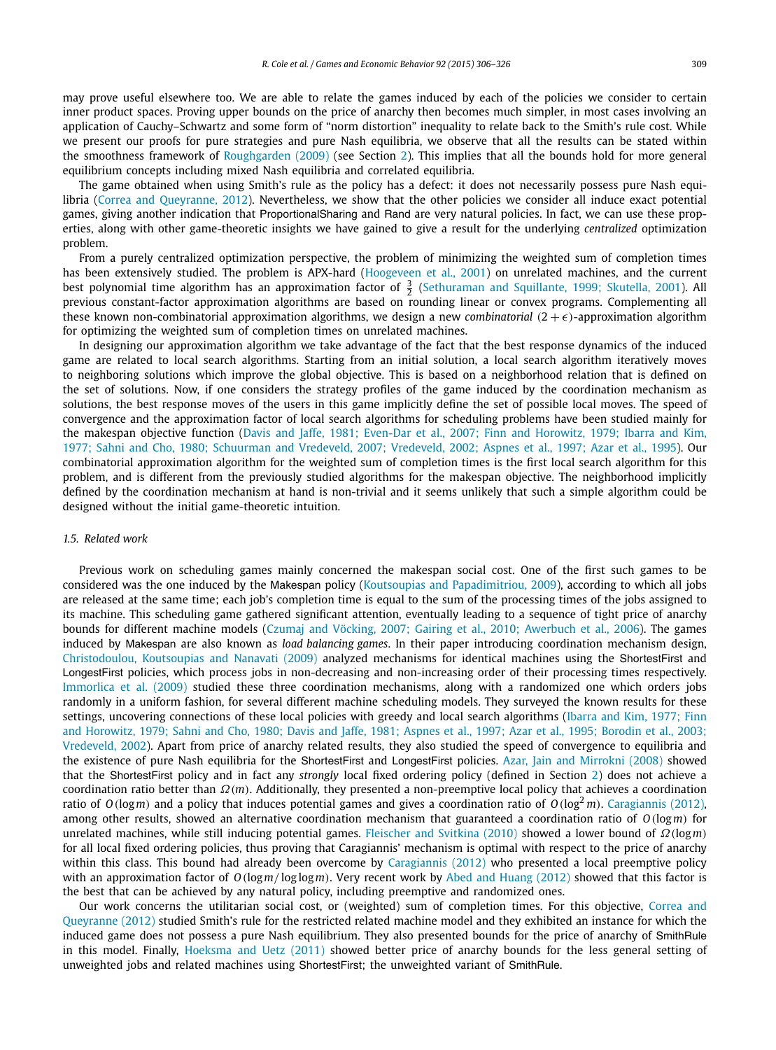may prove useful elsewhere too. We are able to relate the games induced by each of the policies we consider to certain inner product spaces. Proving upper bounds on the price of anarchy then becomes much simpler, in most cases involving an application of Cauchy–Schwartz and some form of "norm distortion" inequality to relate back to the Smith's rule cost. While we present our proofs for pure strategies and pure Nash equilibria, we observe that all the results can be stated within the smoothness framework of Roughgarden (2009) (see Section 2). This implies that all the bounds hold for more general equilibrium concepts including mixed Nash equilibria and correlated equilibria.

The game obtained when using Smith's rule as the policy has a defect: it does not necessarily possess pure Nash equilibria (Correa and Queyranne, 2012). Nevertheless, we show that the other policies we consider all induce exact potential games, giving another indication that ProportionalSharing and Rand are very natural policies. In fact, we can use these properties, along with other game-theoretic insights we have gained to give a result for the underlying *centralized* optimization problem.

From a purely centralized optimization perspective, the problem of minimizing the weighted sum of completion times has been extensively studied. The problem is APX-hard (Hoogeveen et al., 2001) on unrelated machines, and the current best polynomial time algorithm has an approximation factor of $\frac{3}{2}$ (Sethuraman and Squillante, 1999; Skutella, 2001). All previous constant-factor approximation algorithms are based on rounding linear or convex programs. Complementing all these known non-combinatorial approximation algorithms, we design a new *combinatorial* $(2+\epsilon)$-approximation algorithm for optimizing the weighted sum of completion times on unrelated machines.

In designing our approximation algorithm we take advantage of the fact that the best response dynamics of the induced game are related to local search algorithms. Starting from an initial solution, a local search algorithm iteratively moves to neighboring solutions which improve the global objective. This is based on a neighborhood relation that is defined on the set of solutions. Now, if one considers the strategy profiles of the game induced by the coordination mechanism as solutions, the best response moves of the users in this game implicitly define the set of possible local moves. The speed of convergence and the approximation factor of local search algorithms for scheduling problems have been studied mainly for the makespan objective function (Davis and Jaffe, 1981; Even-Dar et al., 2007; Finn and Horowitz, 1979; Ibarra and Kim, 1977; Sahni and Cho, 1980; Schuurman and Vredeveld, 2007; Vredeveld, 2002; Aspnes et al., 1997; Azar et al., 1995). Our combinatorial approximation algorithm for the weighted sum of completion times is the first local search algorithm for this problem, and is different from the previously studied algorithms for the makespan objective. The neighborhood implicitly defined by the coordination mechanism at hand is non-trivial and it seems unlikely that such a simple algorithm could be designed without the initial game-theoretic intuition.

### *1.5. Related work*

Previous work on scheduling games mainly concerned the makespan social cost. One of the first such games to be considered was the one induced by the Makespan policy (Koutsoupias and Papadimitriou, 2009), according to which all jobs are released at the same time; each job's completion time is equal to the sum of the processing times of the jobs assigned to its machine. This scheduling game gathered significant attention, eventually leading to a sequence of tight price of anarchy bounds for different machine models (Czumaj and Vöcking, 2007; Gairing et al., 2010; Awerbuch et al., 2006). The games induced by Makespan are also known as *load balancing games*. In their paper introducing coordination mechanism design, Christodoulou, Koutsoupias and Nanavati (2009) analyzed mechanisms for identical machines using the ShortestFirst and LongestFirst policies, which process jobs in non-decreasing and non-increasing order of their processing times respectively. Immorlica et al. (2009) studied these three coordination mechanisms, along with a randomized one which orders jobs randomly in a uniform fashion, for several different machine scheduling models. They surveyed the known results for these settings, uncovering connections of these local policies with greedy and local search algorithms (Ibarra and Kim, 1977; Finn and Horowitz, 1979; Sahni and Cho, 1980; Davis and Jaffe, 1981; Aspnes et al., 1997; Azar et al., 1995; Borodin et al., 2003; Vredeveld, 2002). Apart from price of anarchy related results, they also studied the speed of convergence to equilibria and the existence of pure Nash equilibria for the ShortestFirst and LongestFirst policies. Azar, Jain and Mirrokni (2008) showed that the ShortestFirst policy and in fact any *strongly* local fixed ordering policy (defined in Section 2) does not achieve a coordination ratio better than $\Omega(m)$. Additionally, they presented a non-preemptive local policy that achieves a coordination ratio of $O(\log m)$ and a policy that induces potential games and gives a coordination ratio of $O(\log^2 m)$. Caragiannis (2012), among other results, showed an alternative coordination mechanism that guaranteed a coordination ratio of $O(\log m)$ for unrelated machines, while still inducing potential games. Fleischer and Svitkina (2010) showed a lower bound of $\Omega(\log m)$ for all local fixed ordering policies, thus proving that Caragiannis' mechanism is optimal with respect to the price of anarchy within this class. This bound had already been overcome by Caragiannis (2012) who presented a local preemptive policy with an approximation factor of $O(\log m/\log\log m)$. Very recent work by Abed and Huang (2012) showed that this factor is the best that can be achieved by any natural policy, including preemptive and randomized ones.

Our work concerns the utilitarian social cost, or (weighted) sum of completion times. For this objective, Correa and Queyranne (2012) studied Smith's rule for the restricted related machine model and they exhibited an instance for which the induced game does not possess a pure Nash equilibrium. They also presented bounds for the price of anarchy of SmithRule in this model. Finally, Hoeksma and Uetz (2011) showed better price of anarchy bounds for the less general setting of unweighted jobs and related machines using ShortestFirst; the unweighted variant of SmithRule.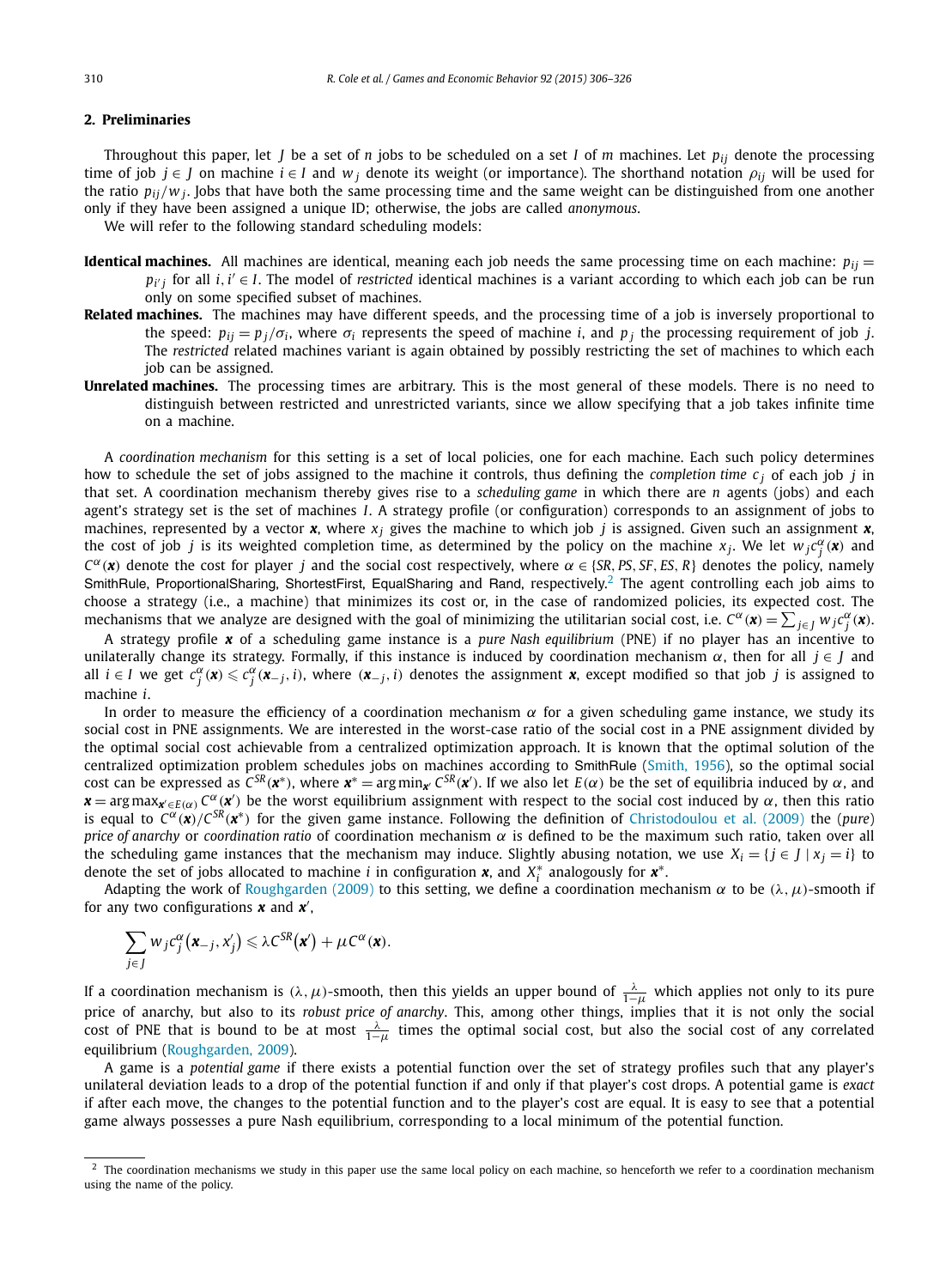## 2. Preliminaries

Throughout this paper, let $J$ be a set of $n$ jobs to be scheduled on a set $I$ of $m$ machines. Let $p_{ij}$ denote the processing time of job $j \in J$ on machine $i \in I$ and $w_j$ denote its weight (or importance). The shorthand notation $\rho_{ij}$ will be used for the ratio $p_{ij}/w_j$. Jobs that have both the same processing time and the same weight can be distinguished from one another only if they have been assigned a unique ID; otherwise, the jobs are called *anonymous*.

We will refer to the following standard scheduling models:

**Identical machines.** All machines are identical, meaning each job needs the same processing time on each machine: $p_{ij} = p_{i'j}$ for all $i, i' \in I$. The model of *restricted* identical machines is a variant according to which each job can be run only on some specified subset of machines.

**Related machines.** The machines may have different speeds, and the processing time of a job is inversely proportional to the speed: $p_{ij} = p_j/\sigma_i$, where $\sigma_i$ represents the speed of machine $i$, and $p_j$ the processing requirement of job $j$. The *restricted* related machines variant is again obtained by possibly restricting the set of machines to which each job can be assigned.

**Unrelated machines.** The processing times are arbitrary. This is the most general of these models. There is no need to distinguish between restricted and unrestricted variants, since we allow specifying that a job takes infinite time on a machine.

A *coordination mechanism* for this setting is a set of local policies, one for each machine. Each such policy determines how to schedule the set of jobs assigned to the machine it controls, thus defining the *completion time* $c_j$ of each job $j$ in that set. A coordination mechanism thereby gives rise to a *scheduling game* in which there are $n$ agents (jobs) and each agent's strategy set is the set of machines $I$. A strategy profile (or configuration) corresponds to an assignment of jobs to machines, represented by a vector $\boldsymbol{x}$, where $x_j$ gives the machine to which job $j$ is assigned. Given such an assignment $\boldsymbol{x}$, the cost of job $j$ is its weighted completion time, as determined by the policy on the machine $x_j$. We let $w_j c_j^{\alpha}(\boldsymbol{x})$ and $C^{\alpha}(\boldsymbol{x})$ denote the cost for player $j$ and the social cost respectively, where $\alpha \in \{SR, PS, SF, ES, R\}$ denotes the policy, namely SmithRule, ProportionalSharing, ShortestFirst, EqualSharing and Rand, respectively.[2] The agent controlling each job aims to choose a strategy (i.e., a machine) that minimizes its cost or, in the case of randomized policies, its expected cost. The mechanisms that we analyze are designed with the goal of minimizing the utilitarian social cost, i.e. $C^{\alpha}(\boldsymbol{x}) = \sum_{j \in J} w_j c_j^{\alpha}(\boldsymbol{x})$.

A strategy profile $\boldsymbol{x}$ of a scheduling game instance is a *pure Nash equilibrium* (PNE) if no player has an incentive to unilaterally change its strategy. Formally, if this instance is induced by coordination mechanism $\alpha$, then for all $j \in J$ and all $i \in I$ we get $c_j^{\alpha}(\boldsymbol{x}) \leqslant c_j^{\alpha}(\boldsymbol{x}_{-j}, i)$, where $(\boldsymbol{x}_{-j}, i)$ denotes the assignment $\boldsymbol{x}$, except modified so that job $j$ is assigned to machine $i$.

In order to measure the efficiency of a coordination mechanism $\alpha$ for a given scheduling game instance, we study its social cost in PNE assignments. We are interested in the worst-case ratio of the social cost in a PNE assignment divided by the optimal social cost achievable from a centralized optimization approach. It is known that the optimal solution of the centralized optimization problem schedules jobs on machines according to SmithRule (Smith, 1956), so the optimal social cost can be expressed as $C^{SR}(\boldsymbol{x}^*)$, where $\boldsymbol{x}^* = \arg\min_{\boldsymbol{x}'} C^{SR}(\boldsymbol{x}')$. If we also let $E(\alpha)$ be the set of equilibria induced by $\alpha$, and $\boldsymbol{x} = \arg\max_{\boldsymbol{x}' \in E(\alpha)} C^{\alpha}(\boldsymbol{x}')$ be the worst equilibrium assignment with respect to the social cost induced by $\alpha$, then this ratio is equal to $C^{\alpha}(\boldsymbol{x})/C^{SR}(\boldsymbol{x}^*)$ for the given game instance. Following the definition of Christodoulou et al. (2009) the (*pure*) *price of anarchy* or *coordination ratio* of coordination mechanism $\alpha$ is defined to be the maximum such ratio, taken over all the scheduling game instances that the mechanism may induce. Slightly abusing notation, we use $X_i = \{j \in J \mid x_j = i\}$ to denote the set of jobs allocated to machine $i$ in configuration $\boldsymbol{x}$, and $X_i^*$ analogously for $\boldsymbol{x}^*$.

Adapting the work of Roughgarden (2009) to this setting, we define a coordination mechanism $\alpha$ to be $(\lambda, \mu)$-smooth if for any two configurations $\boldsymbol{x}$ and $\boldsymbol{x}'$,

$$\sum_{j \in J} w_j c_j^{\alpha}(\boldsymbol{x}_{-j}, x'_j) \leqslant \lambda C^{SR}(\boldsymbol{x}') + \mu C^{\alpha}(\boldsymbol{x}).$$

If a coordination mechanism is $(\lambda, \mu)$-smooth, then this yields an upper bound of $\frac{\lambda}{1-\mu}$ which applies not only to its pure price of anarchy, but also to its *robust price of anarchy*. This, among other things, implies that it is not only the social cost of PNE that is bound to be at most $\frac{\lambda}{1-\mu}$ times the optimal social cost, but also the social cost of any correlated equilibrium (Roughgarden, 2009).

A game is a *potential game* if there exists a potential function over the set of strategy profiles such that any player's unilateral deviation leads to a drop of the potential function if and only if that player's cost drops. A potential game is *exact* if after each move, the changes to the potential function and to the player's cost are equal. It is easy to see that a potential game always possesses a pure Nash equilibrium, corresponding to a local minimum of the potential function.

---

[2] The coordination mechanisms we study in this paper use the same local policy on each machine, so henceforth we refer to a coordination mechanism using the name of the policy.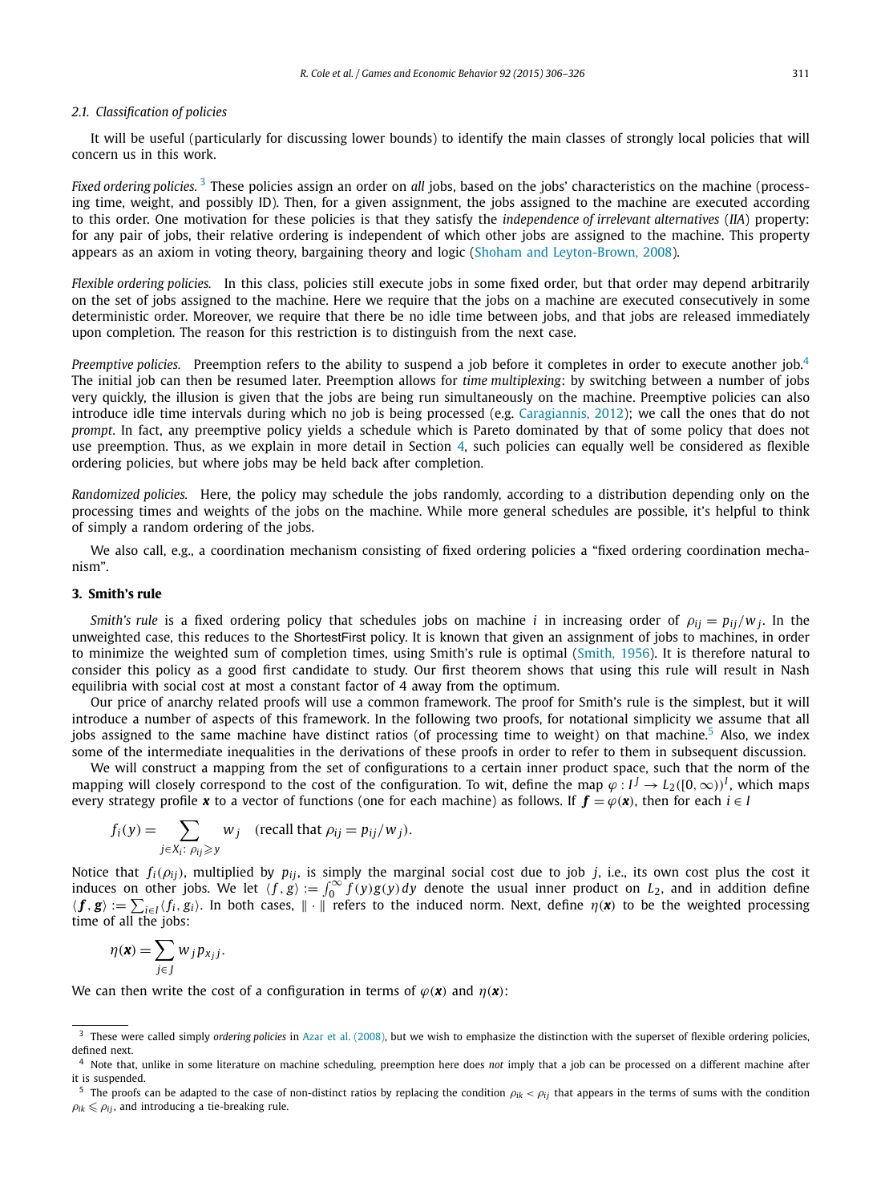### 2.1. Classification of policies

It will be useful (particularly for discussing lower bounds) to identify the main classes of strongly local policies that will concern us in this work.

*Fixed ordering policies.* [3] These policies assign an order on *all* jobs, based on the jobs' characteristics on the machine (processing time, weight, and possibly ID). Then, for a given assignment, the jobs assigned to the machine are executed according to this order. One motivation for these policies is that they satisfy the *independence of irrelevant alternatives* (*IIA*) property: for any pair of jobs, their relative ordering is independent of which other jobs are assigned to the machine. This property appears as an axiom in voting theory, bargaining theory and logic (Shoham and Leyton-Brown, 2008).

*Flexible ordering policies.* In this class, policies still execute jobs in some fixed order, but that order may depend arbitrarily on the set of jobs assigned to the machine. Here we require that the jobs on a machine are executed consecutively in some deterministic order. Moreover, we require that there be no idle time between jobs, and that jobs are released immediately upon completion. The reason for this restriction is to distinguish from the next case.

*Preemptive policies.* Preemption refers to the ability to suspend a job before it completes in order to execute another job.[4] The initial job can then be resumed later. Preemption allows for *time multiplexing*: by switching between a number of jobs very quickly, the illusion is given that the jobs are being run simultaneously on the machine. Preemptive policies can also introduce idle time intervals during which no job is being processed (e.g. Caragiannis, 2012); we call the ones that do not *prompt*. In fact, any preemptive policy yields a schedule which is Pareto dominated by that of some policy that does not use preemption. Thus, as we explain in more detail in Section 4, such policies can equally well be considered as flexible ordering policies, but where jobs may be held back after completion.

*Randomized policies.* Here, the policy may schedule the jobs randomly, according to a distribution depending only on the processing times and weights of the jobs on the machine. While more general schedules are possible, it's helpful to think of simply a random ordering of the jobs.

We also call, e.g., a coordination mechanism consisting of fixed ordering policies a "fixed ordering coordination mechanism".

## 3. Smith's rule

*Smith's rule* is a fixed ordering policy that schedules jobs on machine $i$ in increasing order of $\rho_{ij} = p_{ij}/w_j$. In the unweighted case, this reduces to the ShortestFirst policy. It is known that given an assignment of jobs to machines, in order to minimize the weighted sum of completion times, using Smith's rule is optimal (Smith, 1956). It is therefore natural to consider this policy as a good first candidate to study. Our first theorem shows that using this rule will result in Nash equilibria with social cost at most a constant factor of 4 away from the optimum.

Our price of anarchy related proofs will use a common framework. The proof for Smith's rule is the simplest, but it will introduce a number of aspects of this framework. In the following two proofs, for notational simplicity we assume that all jobs assigned to the same machine have distinct ratios (of processing time to weight) on that machine.[5] Also, we index some of the intermediate inequalities in the derivations of these proofs in order to refer to them in subsequent discussion.

We will construct a mapping from the set of configurations to a certain inner product space, such that the norm of the mapping will closely correspond to the cost of the configuration. To wit, define the map $\varphi : I^J \to L_2([0,\infty))^I$, which maps every strategy profile $\boldsymbol{x}$ to a vector of functions (one for each machine) as follows. If $\boldsymbol{f} = \varphi(\boldsymbol{x})$, then for each $i \in I$

$$f_i(y) = \sum_{j \in X_i :\, \rho_{ij} \geqslant y} w_j \quad \text{(recall that } \rho_{ij} = p_{ij}/w_j\text{)}.$$

Notice that $f_i(\rho_{ij})$, multiplied by $p_{ij}$, is simply the marginal social cost due to job $j$, i.e., its own cost plus the cost it induces on other jobs. We let $\langle f, g \rangle := \int_0^\infty f(y)g(y)\,dy$ denote the usual inner product on $L_2$, and in addition define $\langle \boldsymbol{f}, \boldsymbol{g} \rangle := \sum_{i \in I} \langle f_i, g_i \rangle$. In both cases, $\|\cdot\|$ refers to the induced norm. Next, define $\eta(\boldsymbol{x})$ to be the weighted processing time of all the jobs:

$$\eta(\boldsymbol{x}) = \sum_{j \in J} w_j p_{x_j j}.$$

We can then write the cost of a configuration in terms of $\varphi(\boldsymbol{x})$ and $\eta(\boldsymbol{x})$:

---

[3] These were called simply *ordering policies* in Azar et al. (2008), but we wish to emphasize the distinction with the superset of flexible ordering policies, defined next.

[4] Note that, unlike in some literature on machine scheduling, preemption here does *not* imply that a job can be processed on a different machine after it is suspended.

[5] The proofs can be adapted to the case of non-distinct ratios by replacing the condition $\rho_{ik} < \rho_{ij}$ that appears in the terms of sums with the condition $\rho_{ik} \leqslant \rho_{ij}$, and introducing a tie-breaking rule.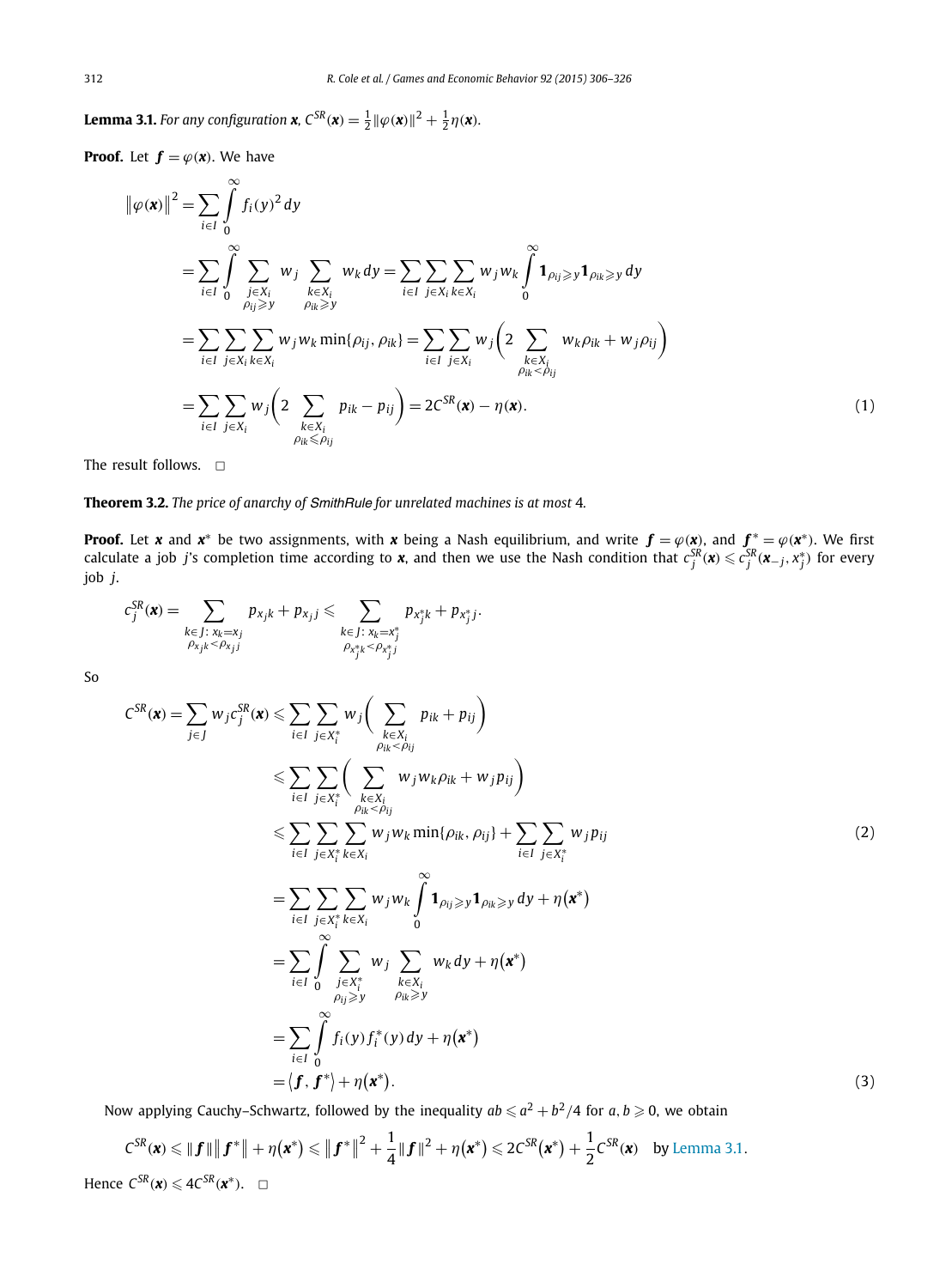**Lemma 3.1.** *For any configuration $\boldsymbol{x}$, $C^{SR}(\boldsymbol{x}) = \frac{1}{2}\|\varphi(\boldsymbol{x})\|^2 + \frac{1}{2}\eta(\boldsymbol{x})$.*

**Proof.** Let $\boldsymbol{f} = \varphi(\boldsymbol{x})$. We have

$$
\begin{aligned}
\|\varphi(\boldsymbol{x})\|^2 &= \sum_{i\in I}\int_0^\infty f_i(y)^2\,dy \\
&= \sum_{i\in I}\int_0^\infty \sum_{\substack{j\in X_i\\ \rho_{ij}\geqslant y}} w_j \sum_{\substack{k\in X_i\\ \rho_{ik}\geqslant y}} w_k\,dy = \sum_{i\in I}\sum_{j\in X_i}\sum_{k\in X_i} w_j w_k \int_0^\infty \mathbf{1}_{\rho_{ij}\geqslant y}\mathbf{1}_{\rho_{ik}\geqslant y}\,dy \\
&= \sum_{i\in I}\sum_{j\in X_i}\sum_{k\in X_i} w_j w_k \min\{\rho_{ij},\rho_{ik}\} = \sum_{i\in I}\sum_{j\in X_i} w_j\Bigg(2\sum_{\substack{k\in X_i\\ \rho_{ik}<\rho_{ij}}} w_k\rho_{ik} + w_j\rho_{ij}\Bigg) \\
&= \sum_{i\in I}\sum_{j\in X_i} w_j\Bigg(2\sum_{\substack{k\in X_i\\ \rho_{ik}\leqslant\rho_{ij}}} p_{ik} - p_{ij}\Bigg) = 2C^{SR}(\boldsymbol{x}) - \eta(\boldsymbol{x}).
\end{aligned}
\tag{1}
$$

The result follows. $\square$

**Theorem 3.2.** *The price of anarchy of* SmithRule *for unrelated machines is at most 4.*

**Proof.** Let $\boldsymbol{x}$ and $\boldsymbol{x}^*$ be two assignments, with $\boldsymbol{x}$ being a Nash equilibrium, and write $\boldsymbol{f} = \varphi(\boldsymbol{x})$, and $\boldsymbol{f}^* = \varphi(\boldsymbol{x}^*)$. We first calculate a job $j$'s completion time according to $\boldsymbol{x}$, and then we use the Nash condition that $c_j^{SR}(\boldsymbol{x}) \leqslant c_j^{SR}(\boldsymbol{x}_{-j}, x_j^*)$ for every job $j$.

$$
c_j^{SR}(\boldsymbol{x}) = \sum_{\substack{k\in J:\, x_k=x_j\\ \rho_{x_jk}<\rho_{x_jj}}} p_{x_jk} + p_{x_jj} \leqslant \sum_{\substack{k\in J:\, x_k=x_j^*\\ \rho_{x_j^*k}<\rho_{x_j^*j}}} p_{x_j^*k} + p_{x_j^*j}.
$$

So

$$
\begin{aligned}
C^{SR}(\boldsymbol{x}) = \sum_{j\in J} w_j c_j^{SR}(\boldsymbol{x}) &\leqslant \sum_{i\in I}\sum_{j\in X_i^*} w_j\Bigg(\sum_{\substack{k\in X_i\\ \rho_{ik}<\rho_{ij}}} p_{ik} + p_{ij}\Bigg) \\
&\leqslant \sum_{i\in I}\sum_{j\in X_i^*}\Bigg(\sum_{\substack{k\in X_i\\ \rho_{ik}<\rho_{ij}}} w_j w_k\rho_{ik} + w_j p_{ij}\Bigg) \\
&\leqslant \sum_{i\in I}\sum_{j\in X_i^*}\sum_{k\in X_i} w_j w_k\min\{\rho_{ik},\rho_{ij}\} + \sum_{i\in I}\sum_{j\in X_i^*} w_j p_{ij} \qquad (2)\\
&= \sum_{i\in I}\sum_{j\in X_i^*}\sum_{k\in X_i} w_j w_k\int_0^\infty \mathbf{1}_{\rho_{ij}\geqslant y}\mathbf{1}_{\rho_{ik}\geqslant y}\,dy + \eta(\boldsymbol{x}^*) \\
&= \sum_{i\in I}\int_0^\infty \sum_{\substack{j\in X_i^*\\ \rho_{ij}\geqslant y}} w_j \sum_{\substack{k\in X_i\\ \rho_{ik}\geqslant y}} w_k\,dy + \eta(\boldsymbol{x}^*) \\
&= \sum_{i\in I}\int_0^\infty f_i(y) f_i^*(y)\,dy + \eta(\boldsymbol{x}^*) \\
&= \langle \boldsymbol{f}, \boldsymbol{f}^*\rangle + \eta(\boldsymbol{x}^*). \qquad (3)
\end{aligned}
$$

Now applying Cauchy–Schwartz, followed by the inequality $ab \leqslant a^2 + b^2/4$ for $a, b \geqslant 0$, we obtain

$$
C^{SR}(\boldsymbol{x}) \leqslant \|\boldsymbol{f}\|\|\boldsymbol{f}^*\| + \eta(\boldsymbol{x}^*) \leqslant \|\boldsymbol{f}^*\|^2 + \frac{1}{4}\|\boldsymbol{f}\|^2 + \eta(\boldsymbol{x}^*) \leqslant 2C^{SR}(\boldsymbol{x}^*) + \frac{1}{2}C^{SR}(\boldsymbol{x}) \quad \text{by Lemma 3.1}.
$$

Hence $C^{SR}(\boldsymbol{x}) \leqslant 4C^{SR}(\boldsymbol{x}^*)$. $\square$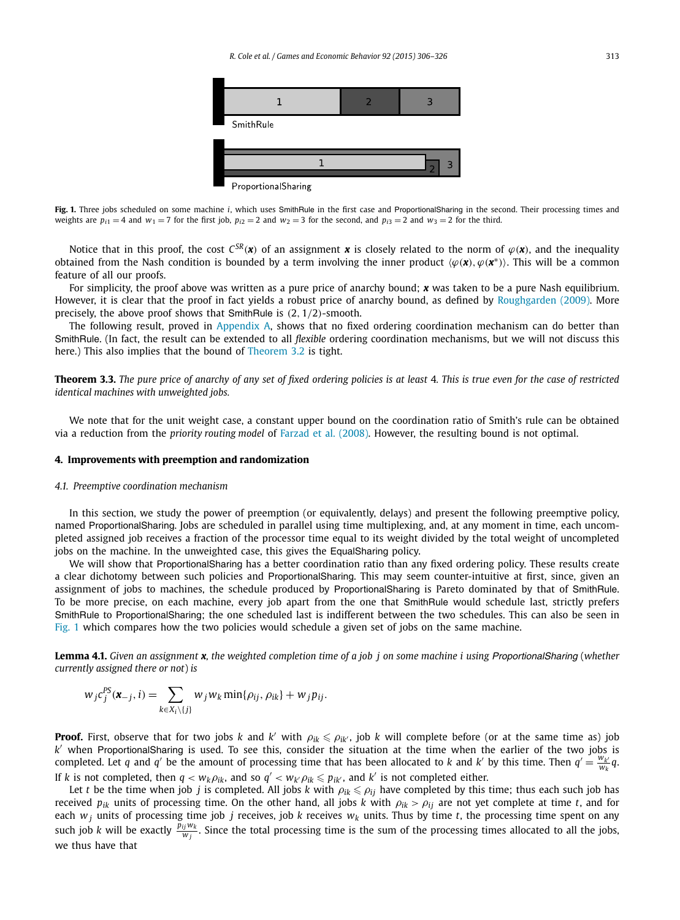**Fig. 1.** Three jobs scheduled on some machine $i$, which uses SmithRule in the first case and ProportionalSharing in the second. Their processing times and weights are $p_{i1} = 4$ and $w_1 = 7$ for the first job, $p_{i2} = 2$ and $w_2 = 3$ for the second, and $p_{i3} = 2$ and $w_3 = 2$ for the third.

Notice that in this proof, the cost $C^{SR}(\boldsymbol{x})$ of an assignment $\boldsymbol{x}$ is closely related to the norm of $\varphi(\boldsymbol{x})$, and the inequality obtained from the Nash condition is bounded by a term involving the inner product $\langle \varphi(\boldsymbol{x}), \varphi(\boldsymbol{x}^*)\rangle$. This will be a common feature of all our proofs.

For simplicity, the proof above was written as a pure price of anarchy bound; $\boldsymbol{x}$ was taken to be a pure Nash equilibrium. However, it is clear that the proof in fact yields a robust price of anarchy bound, as defined by Roughgarden (2009). More precisely, the above proof shows that SmithRule is $(2, 1/2)$-smooth.

The following result, proved in Appendix A, shows that no fixed ordering coordination mechanism can do better than SmithRule. (In fact, the result can be extended to all *flexible* ordering coordination mechanisms, but we will not discuss this here.) This also implies that the bound of Theorem 3.2 is tight.

**Theorem 3.3.** *The pure price of anarchy of any set of fixed ordering policies is at least* 4*. This is true even for the case of restricted identical machines with unweighted jobs.*

We note that for the unit weight case, a constant upper bound on the coordination ratio of Smith's rule can be obtained via a reduction from the *priority routing model* of Farzad et al. (2008). However, the resulting bound is not optimal.

## 4. Improvements with preemption and randomization

### 4.1. Preemptive coordination mechanism

In this section, we study the power of preemption (or equivalently, delays) and present the following preemptive policy, named ProportionalSharing. Jobs are scheduled in parallel using time multiplexing, and, at any moment in time, each uncompleted assigned job receives a fraction of the processor time equal to its weight divided by the total weight of uncompleted jobs on the machine. In the unweighted case, this gives the EqualSharing policy.

We will show that ProportionalSharing has a better coordination ratio than any fixed ordering policy. These results create a clear dichotomy between such policies and ProportionalSharing. This may seem counter-intuitive at first, since, given an assignment of jobs to machines, the schedule produced by ProportionalSharing is Pareto dominated by that of SmithRule. To be more precise, on each machine, every job apart from the one that SmithRule would schedule last, strictly prefers SmithRule to ProportionalSharing; the one scheduled last is indifferent between the two schedules. This can also be seen in Fig. 1 which compares how the two policies would schedule a given set of jobs on the same machine.

**Lemma 4.1.** *Given an assignment $\boldsymbol{x}$, the weighted completion time of a job $j$ on some machine $i$ using ProportionalSharing (whether currently assigned there or not) is*

$$w_j c_j^{PS}(\boldsymbol{x}_{-j}, i) = \sum_{k \in X_i \setminus \{j\}} w_j w_k \min\{\rho_{ij}, \rho_{ik}\} + w_j p_{ij}.$$

**Proof.** First, observe that for two jobs $k$ and $k'$ with $\rho_{ik} \leqslant \rho_{ik'}$, job $k$ will complete before (or at the same time as) job $k'$ when ProportionalSharing is used. To see this, consider the situation at the time when the earlier of the two jobs is completed. Let $q$ and $q'$ be the amount of processing time that has been allocated to $k$ and $k'$ by this time. Then $q' = \frac{w_{k'}}{w_k} q$. If $k$ is not completed, then $q < w_k \rho_{ik}$, and so $q' < w_{k'} \rho_{ik} \leqslant p_{ik'}$, and $k'$ is not completed either.

Let $t$ be the time when job $j$ is completed. All jobs $k$ with $\rho_{ik} \leqslant \rho_{ij}$ have completed by this time; thus each such job has received $p_{ik}$ units of processing time. On the other hand, all jobs $k$ with $\rho_{ik} > \rho_{ij}$ are not yet complete at time $t$, and for each $w_j$ units of processing time job $j$ receives, job $k$ receives $w_k$ units. Thus by time $t$, the processing time spent on any such job $k$ will be exactly $\frac{p_{ij} w_k}{w_j}$. Since the total processing time is the sum of the processing times allocated to all the jobs, we thus have that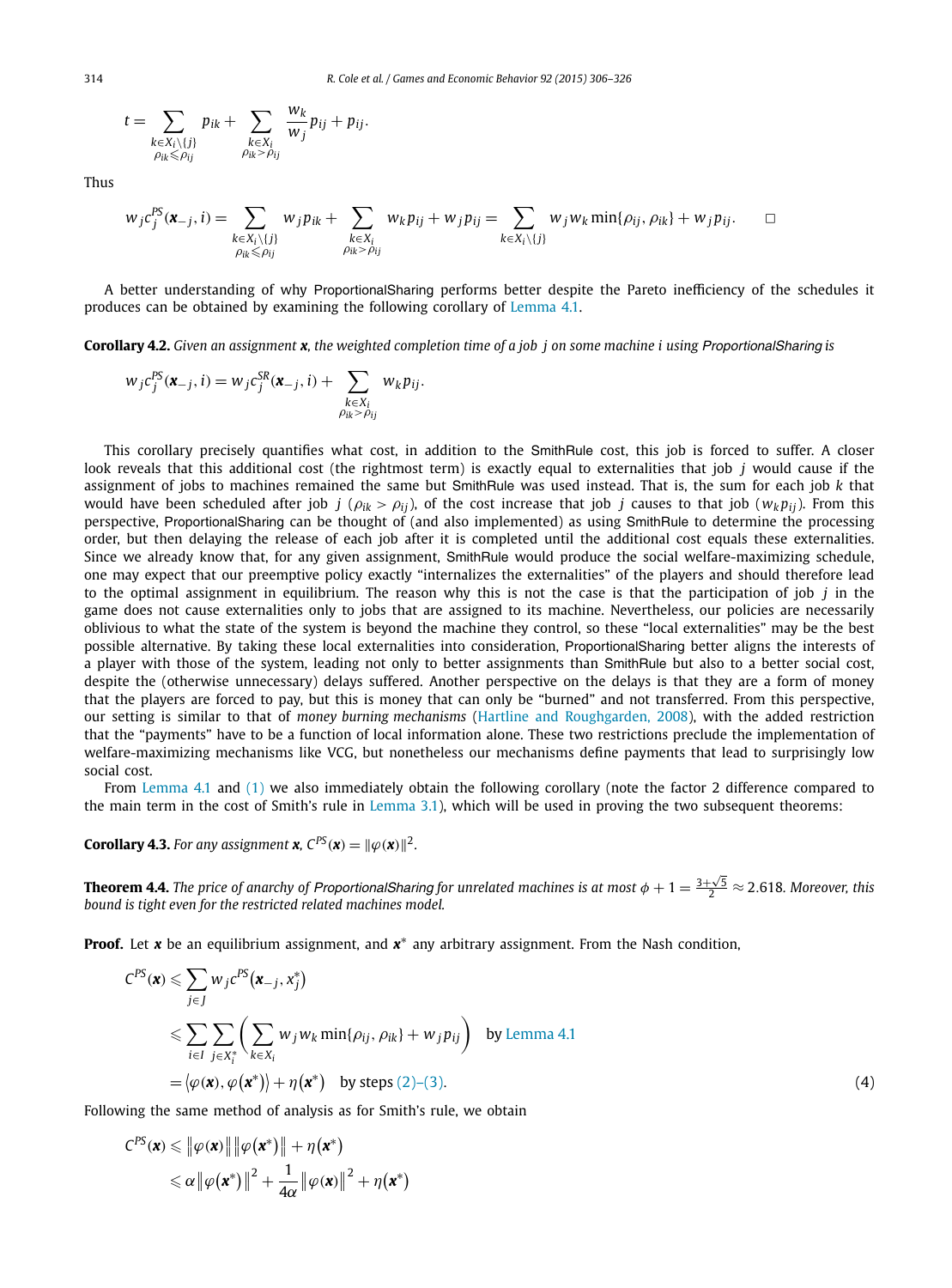$$t = \sum_{\substack{k \in X_i \setminus \{j\} \\ \rho_{ik} \leqslant \rho_{ij}}} p_{ik} + \sum_{\substack{k \in X_i \\ \rho_{ik} > \rho_{ij}}} \frac{w_k}{w_j} p_{ij} + p_{ij}.$$

Thus

$$w_j c_j^{PS}(\boldsymbol{x}_{-j}, i) = \sum_{\substack{k \in X_i \setminus \{j\} \\ \rho_{ik} \leqslant \rho_{ij}}} w_j p_{ik} + \sum_{\substack{k \in X_i \\ \rho_{ik} > \rho_{ij}}} w_k p_{ij} + w_j p_{ij} = \sum_{k \in X_i \setminus \{j\}} w_j w_k \min\{\rho_{ij}, \rho_{ik}\} + w_j p_{ij}. \qquad \square$$

A better understanding of why ProportionalSharing performs better despite the Pareto inefficiency of the schedules it produces can be obtained by examining the following corollary of Lemma 4.1.

**Corollary 4.2.** *Given an assignment* $\boldsymbol{x}$*, the weighted completion time of a job* $j$ *on some machine* $i$ *using ProportionalSharing is*

$$w_j c_j^{PS}(\boldsymbol{x}_{-j}, i) = w_j c_j^{SR}(\boldsymbol{x}_{-j}, i) + \sum_{\substack{k \in X_i \\ \rho_{ik} > \rho_{ij}}} w_k p_{ij}.$$

This corollary precisely quantifies what cost, in addition to the SmithRule cost, this job is forced to suffer. A closer look reveals that this additional cost (the rightmost term) is exactly equal to externalities that job $j$ would cause if the assignment of jobs to machines remained the same but SmithRule was used instead. That is, the sum for each job $k$ that would have been scheduled after job $j$ ($\rho_{ik} > \rho_{ij}$), of the cost increase that job $j$ causes to that job ($w_k p_{ij}$). From this perspective, ProportionalSharing can be thought of (and also implemented) as using SmithRule to determine the processing order, but then delaying the release of each job after it is completed until the additional cost equals these externalities. Since we already know that, for any given assignment, SmithRule would produce the social welfare-maximizing schedule, one may expect that our preemptive policy exactly "internalizes the externalities" of the players and should therefore lead to the optimal assignment in equilibrium. The reason why this is not the case is that the participation of job $j$ in the game does not cause externalities only to jobs that are assigned to its machine. Nevertheless, our policies are necessarily oblivious to what the state of the system is beyond the machine they control, so these "local externalities" may be the best possible alternative. By taking these local externalities into consideration, ProportionalSharing better aligns the interests of a player with those of the system, leading not only to better assignments than SmithRule but also to a better social cost, despite the (otherwise unnecessary) delays suffered. Another perspective on the delays is that they are a form of money that the players are forced to pay, but this is money that can only be "burned" and not transferred. From this perspective, our setting is similar to that of *money burning mechanisms* (Hartline and Roughgarden, 2008), with the added restriction that the "payments" have to be a function of local information alone. These two restrictions preclude the implementation of welfare-maximizing mechanisms like VCG, but nonetheless our mechanisms define payments that lead to surprisingly low social cost.

From Lemma 4.1 and (1) we also immediately obtain the following corollary (note the factor 2 difference compared to the main term in the cost of Smith's rule in Lemma 3.1), which will be used in proving the two subsequent theorems:

**Corollary 4.3.** *For any assignment* $\boldsymbol{x}$*,* $C^{PS}(\boldsymbol{x}) = \|\varphi(\boldsymbol{x})\|^2$*.*

**Theorem 4.4.** *The price of anarchy of ProportionalSharing for unrelated machines is at most* $\phi + 1 = \frac{3+\sqrt{5}}{2} \approx 2.618$*. Moreover, this bound is tight even for the restricted related machines model.*

**Proof.** Let $\boldsymbol{x}$ be an equilibrium assignment, and $\boldsymbol{x}^*$ any arbitrary assignment. From the Nash condition,

$$\begin{aligned}
C^{PS}(\boldsymbol{x}) &\leqslant \sum_{j \in J} w_j c^{PS}(\boldsymbol{x}_{-j}, x_j^*) \\
&\leqslant \sum_{i \in I} \sum_{j \in X_i^*} \left( \sum_{k \in X_i} w_j w_k \min\{\rho_{ij}, \rho_{ik}\} + w_j p_{ij} \right) \quad \text{by Lemma 4.1} \\
&= \langle \varphi(\boldsymbol{x}), \varphi(\boldsymbol{x}^*) \rangle + \eta(\boldsymbol{x}^*) \quad \text{by steps (2)–(3).}
\end{aligned} \tag{4}$$

Following the same method of analysis as for Smith's rule, we obtain

$$\begin{aligned}
C^{PS}(\boldsymbol{x}) &\leqslant \|\varphi(\boldsymbol{x})\| \|\varphi(\boldsymbol{x}^*)\| + \eta(\boldsymbol{x}^*) \\
&\leqslant \alpha \|\varphi(\boldsymbol{x}^*)\|^2 + \frac{1}{4\alpha} \|\varphi(\boldsymbol{x})\|^2 + \eta(\boldsymbol{x}^*)
\end{aligned}$$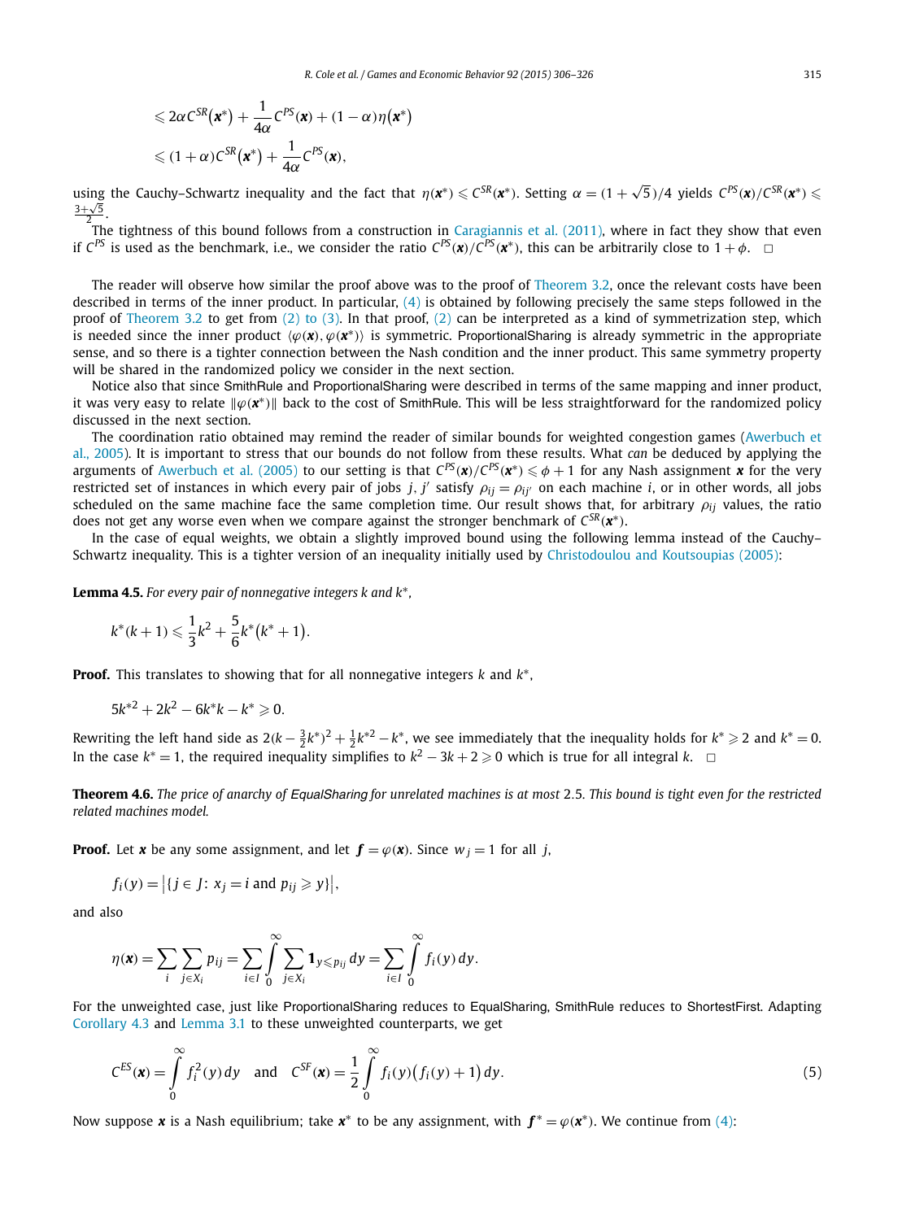$$\leqslant 2\alpha C^{SR}(\boldsymbol{x}^*) + \frac{1}{4\alpha} C^{PS}(\boldsymbol{x}) + (1-\alpha)\eta(\boldsymbol{x}^*)$$

$$\leqslant (1+\alpha) C^{SR}(\boldsymbol{x}^*) + \frac{1}{4\alpha} C^{PS}(\boldsymbol{x}),$$

using the Cauchy–Schwartz inequality and the fact that $\eta(\boldsymbol{x}^*) \leqslant C^{SR}(\boldsymbol{x}^*)$. Setting $\alpha = (1+\sqrt{5})/4$ yields $C^{PS}(\boldsymbol{x})/C^{SR}(\boldsymbol{x}^*) \leqslant \frac{3+\sqrt{5}}{2}$.

The tightness of this bound follows from a construction in Caragiannis et al. (2011), where in fact they show that even if $C^{PS}$ is used as the benchmark, i.e., we consider the ratio $C^{PS}(\boldsymbol{x})/C^{PS}(\boldsymbol{x}^*)$, this can be arbitrarily close to $1+\phi$. □

The reader will observe how similar the proof above was to the proof of Theorem 3.2, once the relevant costs have been described in terms of the inner product. In particular, (4) is obtained by following precisely the same steps followed in the proof of Theorem 3.2 to get from (2) to (3). In that proof, (2) can be interpreted as a kind of symmetrization step, which is needed since the inner product $\langle \varphi(\boldsymbol{x}), \varphi(\boldsymbol{x}^*)\rangle$ is symmetric. ProportionalSharing is already symmetric in the appropriate sense, and so there is a tighter connection between the Nash condition and the inner product. This same symmetry property will be shared in the randomized policy we consider in the next section.

Notice also that since SmithRule and ProportionalSharing were described in terms of the same mapping and inner product, it was very easy to relate $\|\varphi(\boldsymbol{x}^*)\|$ back to the cost of SmithRule. This will be less straightforward for the randomized policy discussed in the next section.

The coordination ratio obtained may remind the reader of similar bounds for weighted congestion games (Awerbuch et al., 2005). It is important to stress that our bounds do not follow from these results. What *can* be deduced by applying the arguments of Awerbuch et al. (2005) to our setting is that $C^{PS}(\boldsymbol{x})/C^{PS}(\boldsymbol{x}^*) \leqslant \phi + 1$ for any Nash assignment $\boldsymbol{x}$ for the very restricted set of instances in which every pair of jobs $j, j'$ satisfy $\rho_{ij} = \rho_{ij'}$ on each machine $i$, or in other words, all jobs scheduled on the same machine face the same completion time. Our result shows that, for arbitrary $\rho_{ij}$ values, the ratio does not get any worse even when we compare against the stronger benchmark of $C^{SR}(\boldsymbol{x}^*)$.

In the case of equal weights, we obtain a slightly improved bound using the following lemma instead of the Cauchy–Schwartz inequality. This is a tighter version of an inequality initially used by Christodoulou and Koutsoupias (2005):

**Lemma 4.5.** *For every pair of nonnegative integers $k$ and $k^*$,*

$$k^*(k+1) \leqslant \frac{1}{3}k^2 + \frac{5}{6}k^*(k^*+1).$$

**Proof.** This translates to showing that for all nonnegative integers $k$ and $k^*$,

$$5k^{*2} + 2k^2 - 6k^*k - k^* \geqslant 0.$$

Rewriting the left hand side as $2(k - \frac{3}{2}k^*)^2 + \frac{1}{2}k^{*2} - k^*$, we see immediately that the inequality holds for $k^* \geqslant 2$ and $k^* = 0$. In the case $k^* = 1$, the required inequality simplifies to $k^2 - 3k + 2 \geqslant 0$ which is true for all integral $k$. □

**Theorem 4.6.** *The price of anarchy of EqualSharing for unrelated machines is at most 2.5. This bound is tight even for the restricted related machines model.*

**Proof.** Let $\boldsymbol{x}$ be any some assignment, and let $\boldsymbol{f} = \varphi(\boldsymbol{x})$. Since $w_j = 1$ for all $j$,

$$f_i(y) = \left|\{j \in J\colon\ x_j = i \text{ and } p_{ij} \geqslant y\}\right|,$$

and also

$$\eta(\boldsymbol{x}) = \sum_i \sum_{j \in X_i} p_{ij} = \sum_{i \in I} \int_0^\infty \sum_{j \in X_i} \mathbf{1}_{y \leqslant p_{ij}}\, dy = \sum_{i \in I} \int_0^\infty f_i(y)\, dy.$$

For the unweighted case, just like ProportionalSharing reduces to EqualSharing, SmithRule reduces to ShortestFirst. Adapting Corollary 4.3 and Lemma 3.1 to these unweighted counterparts, we get

$$C^{ES}(\boldsymbol{x}) = \int_0^\infty f_i^2(y)\, dy \quad \text{and} \quad C^{SF}(\boldsymbol{x}) = \frac{1}{2}\int_0^\infty f_i(y)\big(f_i(y)+1\big)\, dy. \tag{5}$$

Now suppose $\boldsymbol{x}$ is a Nash equilibrium; take $\boldsymbol{x}^*$ to be any assignment, with $\boldsymbol{f}^* = \varphi(\boldsymbol{x}^*)$. We continue from (4):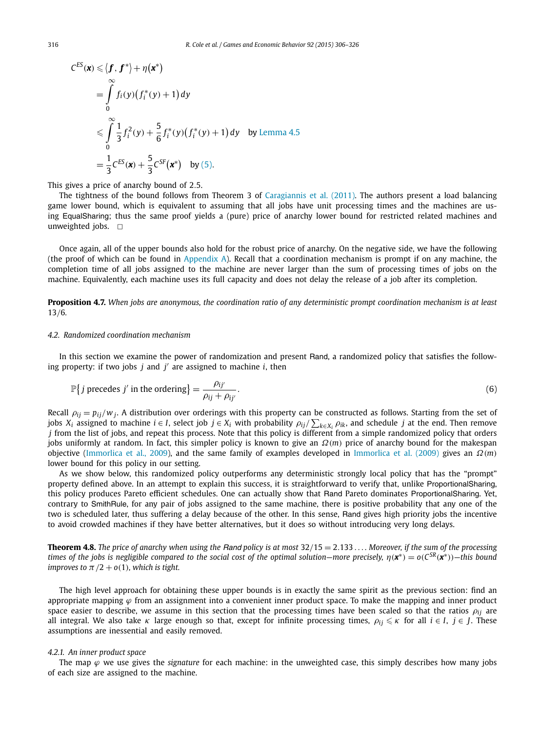$$
\begin{aligned}
C^{ES}(\boldsymbol{x}) &\leqslant \langle \boldsymbol{f}, \boldsymbol{f}^* \rangle + \eta(\boldsymbol{x}^*) \\
&= \int_0^\infty f_i(y)\big(f_i^*(y)+1\big)\,dy \\
&\leqslant \int_0^\infty \frac{1}{3} f_i^2(y) + \frac{5}{6} f_i^*(y)\big(f_i^*(y)+1\big)\,dy \quad \text{by Lemma 4.5} \\
&= \frac{1}{3} C^{ES}(\boldsymbol{x}) + \frac{5}{3} C^{SF}(\boldsymbol{x}^*) \quad \text{by (5).}
\end{aligned}
$$

This gives a price of anarchy bound of 2.5.

The tightness of the bound follows from Theorem 3 of Caragiannis et al. (2011). The authors present a load balancing game lower bound, which is equivalent to assuming that all jobs have unit processing times and the machines are using EqualSharing; thus the same proof yields a (pure) price of anarchy lower bound for restricted related machines and unweighted jobs. □

Once again, all of the upper bounds also hold for the robust price of anarchy. On the negative side, we have the following (the proof of which can be found in Appendix A). Recall that a coordination mechanism is prompt if on any machine, the completion time of all jobs assigned to the machine are never larger than the sum of processing times of jobs on the machine. Equivalently, each machine uses its full capacity and does not delay the release of a job after its completion.

**Proposition 4.7.** *When jobs are anonymous, the coordination ratio of any deterministic prompt coordination mechanism is at least 13/6.*

### 4.2. Randomized coordination mechanism

In this section we examine the power of randomization and present Rand, a randomized policy that satisfies the following property: if two jobs $j$ and $j'$ are assigned to machine $i$, then

$$
\mathbb{P}\{j \text{ precedes } j' \text{ in the ordering}\} = \frac{\rho_{ij'}}{\rho_{ij} + \rho_{ij'}}. \tag{6}
$$

Recall $\rho_{ij} = p_{ij}/w_j$. A distribution over orderings with this property can be constructed as follows. Starting from the set of jobs $X_i$ assigned to machine $i \in I$, select job $j \in X_i$ with probability $\rho_{ij}/\sum_{k \in X_i} \rho_{ik}$, and schedule $j$ at the end. Then remove $j$ from the list of jobs, and repeat this process. Note that this policy is different from a simple randomized policy that orders jobs uniformly at random. In fact, this simpler policy is known to give an $\Omega(m)$ price of anarchy bound for the makespan objective (Immorlica et al., 2009), and the same family of examples developed in Immorlica et al. (2009) gives an $\Omega(m)$ lower bound for this policy in our setting.

As we show below, this randomized policy outperforms any deterministic strongly local policy that has the "prompt" property defined above. In an attempt to explain this success, it is straightforward to verify that, unlike ProportionalSharing, this policy produces Pareto efficient schedules. One can actually show that Rand Pareto dominates ProportionalSharing. Yet, contrary to SmithRule, for any pair of jobs assigned to the same machine, there is positive probability that any one of the two is scheduled later, thus suffering a delay because of the other. In this sense, Rand gives high priority jobs the incentive to avoid crowded machines if they have better alternatives, but it does so without introducing very long delays.

**Theorem 4.8.** *The price of anarchy when using the Rand policy is at most $32/15 = 2.133\ldots$. Moreover, if the sum of the processing times of the jobs is negligible compared to the social cost of the optimal solution—more precisely, $\eta(\boldsymbol{x}^*) = o(C^{SR}(\boldsymbol{x}^*))$—this bound improves to $\pi/2 + o(1)$, which is tight.*

The high level approach for obtaining these upper bounds is in exactly the same spirit as the previous section: find an appropriate mapping $\varphi$ from an assignment into a convenient inner product space. To make the mapping and inner product space easier to describe, we assume in this section that the processing times have been scaled so that the ratios $\rho_{ij}$ are all integral. We also take $\kappa$ large enough so that, except for infinite processing times, $\rho_{ij} \leqslant \kappa$ for all $i \in I$, $j \in J$. These assumptions are inessential and easily removed.

#### 4.2.1. An inner product space

The map $\varphi$ we use gives the *signature* for each machine: in the unweighted case, this simply describes how many jobs of each size are assigned to the machine.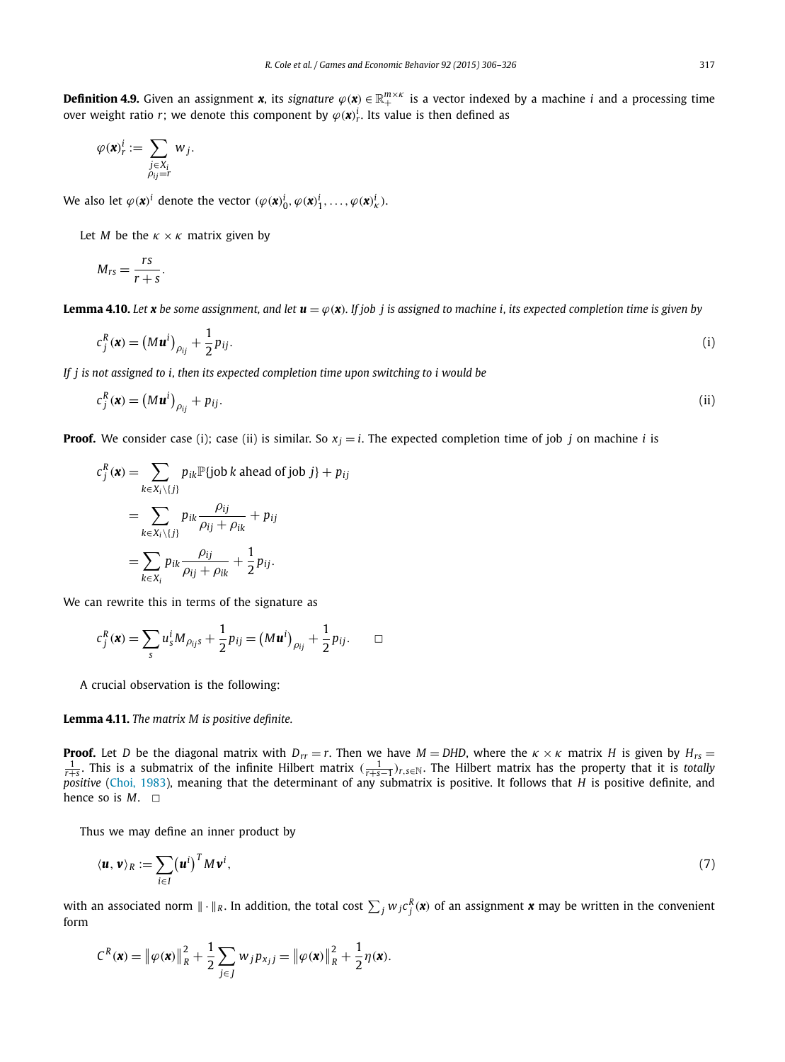**Definition 4.9.** Given an assignment $\boldsymbol{x}$, its *signature* $\varphi(\boldsymbol{x}) \in \mathbb{R}_+^{m\times\kappa}$ is a vector indexed by a machine $i$ and a processing time over weight ratio $r$; we denote this component by $\varphi(\boldsymbol{x})_r^i$. Its value is then defined as

$$\varphi(\boldsymbol{x})_r^i := \sum_{\substack{j\in X_i\\ \rho_{ij}=r}} w_j.$$

We also let $\varphi(\boldsymbol{x})^i$ denote the vector $(\varphi(\boldsymbol{x})_0^i, \varphi(\boldsymbol{x})_1^i, \ldots, \varphi(\boldsymbol{x})_\kappa^i)$.

Let $M$ be the $\kappa \times \kappa$ matrix given by

$$M_{rs} = \frac{rs}{r+s}.$$

**Lemma 4.10.** *Let $\boldsymbol{x}$ be some assignment, and let $\boldsymbol{u} = \varphi(\boldsymbol{x})$. If job $j$ is assigned to machine $i$, its expected completion time is given by*

$$c_j^R(\boldsymbol{x}) = \left(M\boldsymbol{u}^i\right)_{\rho_{ij}} + \frac{1}{2}p_{ij}. \tag{i}$$

*If $j$ is not assigned to $i$, then its expected completion time upon switching to $i$ would be*

$$c_j^R(\boldsymbol{x}) = \left(M\boldsymbol{u}^i\right)_{\rho_{ij}} + p_{ij}. \tag{ii}$$

**Proof.** We consider case (i); case (ii) is similar. So $x_j = i$. The expected completion time of job $j$ on machine $i$ is

$$\begin{aligned}
c_j^R(\boldsymbol{x}) &= \sum_{k\in X_i\setminus\{j\}} p_{ik}\mathbb{P}\{\text{job } k \text{ ahead of job } j\} + p_{ij}\\
&= \sum_{k\in X_i\setminus\{j\}} p_{ik}\frac{\rho_{ij}}{\rho_{ij}+\rho_{ik}} + p_{ij}\\
&= \sum_{k\in X_i} p_{ik}\frac{\rho_{ij}}{\rho_{ij}+\rho_{ik}} + \frac{1}{2}p_{ij}.
\end{aligned}$$

We can rewrite this in terms of the signature as

$$c_j^R(\boldsymbol{x}) = \sum_s u_s^i M_{\rho_{ij}s} + \frac{1}{2}p_{ij} = \left(M\boldsymbol{u}^i\right)_{\rho_{ij}} + \frac{1}{2}p_{ij}. \qquad \square$$

A crucial observation is the following:

**Lemma 4.11.** *The matrix $M$ is positive definite.*

**Proof.** Let $D$ be the diagonal matrix with $D_{rr} = r$. Then we have $M = DHD$, where the $\kappa\times\kappa$ matrix $H$ is given by $H_{rs} = \frac{1}{r+s}$. This is a submatrix of the infinite Hilbert matrix $(\frac{1}{r+s-1})_{r,s\in\mathbb{N}}$. The Hilbert matrix has the property that it is *totally positive* (Choi, 1983), meaning that the determinant of any submatrix is positive. It follows that $H$ is positive definite, and hence so is $M$. $\square$

Thus we may define an inner product by

$$\langle \boldsymbol{u}, \boldsymbol{v}\rangle_R := \sum_{i\in I}\left(\boldsymbol{u}^i\right)^T M\boldsymbol{v}^i, \tag{7}$$

with an associated norm $\|\cdot\|_R$. In addition, the total cost $\sum_j w_j c_j^R(\boldsymbol{x})$ of an assignment $\boldsymbol{x}$ may be written in the convenient form

$$C^R(\boldsymbol{x}) = \left\|\varphi(\boldsymbol{x})\right\|_R^2 + \frac{1}{2}\sum_{j\in J} w_j p_{x_j j} = \left\|\varphi(\boldsymbol{x})\right\|_R^2 + \frac{1}{2}\eta(\boldsymbol{x}).$$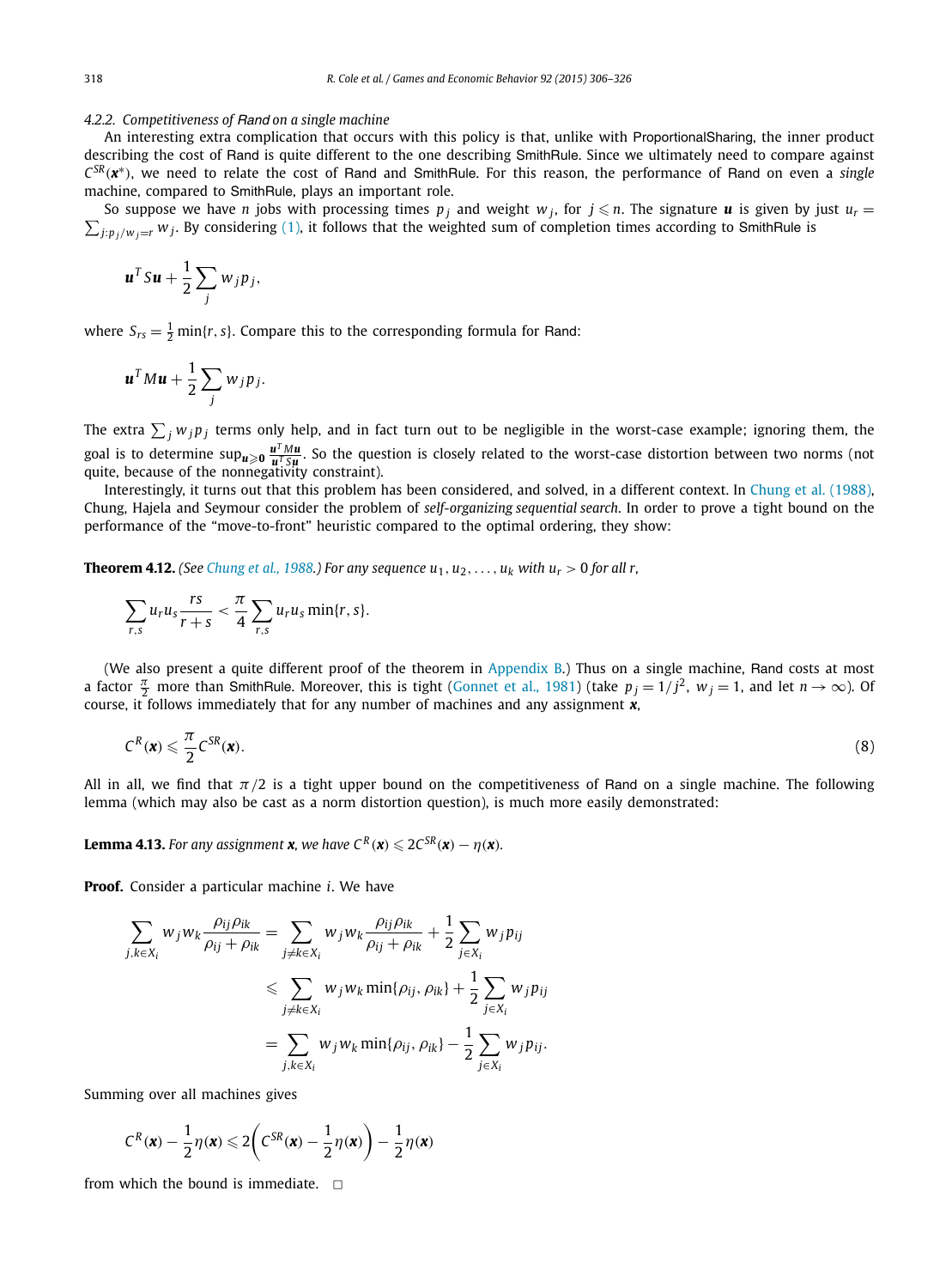#### 4.2.2. Competitiveness of Rand on a single machine

An interesting extra complication that occurs with this policy is that, unlike with ProportionalSharing, the inner product describing the cost of Rand is quite different to the one describing SmithRule. Since we ultimately need to compare against $C^{SR}(\boldsymbol{x}^*)$, we need to relate the cost of Rand and SmithRule. For this reason, the performance of Rand on even a *single* machine, compared to SmithRule, plays an important role.

So suppose we have $n$ jobs with processing times $p_j$ and weight $w_j$, for $j \leqslant n$. The signature $\boldsymbol{u}$ is given by just $u_r = \sum_{j: p_j/w_j = r} w_j$. By considering (1), it follows that the weighted sum of completion times according to SmithRule is

$$\boldsymbol{u}^T S \boldsymbol{u} + \frac{1}{2}\sum_j w_j p_j,$$

where $S_{rs} = \frac{1}{2}\min\{r, s\}$. Compare this to the corresponding formula for Rand:

$$\boldsymbol{u}^T M \boldsymbol{u} + \frac{1}{2}\sum_j w_j p_j.$$

The extra $\sum_j w_j p_j$ terms only help, and in fact turn out to be negligible in the worst-case example; ignoring them, the goal is to determine $\sup_{\boldsymbol{u} \geqslant \boldsymbol{0}} \frac{\boldsymbol{u}^T M \boldsymbol{u}}{\boldsymbol{u}^T S \boldsymbol{u}}$. So the question is closely related to the worst-case distortion between two norms (not quite, because of the nonnegativity constraint).

Interestingly, it turns out that this problem has been considered, and solved, in a different context. In Chung et al. (1988), Chung, Hajela and Seymour consider the problem of *self-organizing sequential search*. In order to prove a tight bound on the performance of the "move-to-front" heuristic compared to the optimal ordering, they show:

**Theorem 4.12.** *(See Chung et al., 1988.) For any sequence $u_1, u_2, \ldots, u_k$ with $u_r > 0$ for all $r$,*

$$\sum_{r,s} u_r u_s \frac{rs}{r+s} < \frac{\pi}{4}\sum_{r,s} u_r u_s \min\{r, s\}.$$

(We also present a quite different proof of the theorem in Appendix B.) Thus on a single machine, Rand costs at most a factor $\frac{\pi}{2}$ more than SmithRule. Moreover, this is tight (Gonnet et al., 1981) (take $p_j = 1/j^2$, $w_j = 1$, and let $n \to \infty$). Of course, it follows immediately that for any number of machines and any assignment $\boldsymbol{x}$,

$$C^R(\boldsymbol{x}) \leqslant \frac{\pi}{2} C^{SR}(\boldsymbol{x}). \tag{8}$$

All in all, we find that $\pi/2$ is a tight upper bound on the competitiveness of Rand on a single machine. The following lemma (which may also be cast as a norm distortion question), is much more easily demonstrated:

**Lemma 4.13.** *For any assignment $\boldsymbol{x}$, we have $C^R(\boldsymbol{x}) \leqslant 2C^{SR}(\boldsymbol{x}) - \eta(\boldsymbol{x})$.*

**Proof.** Consider a particular machine $i$. We have

$$\begin{aligned}
\sum_{j,k \in X_i} w_j w_k \frac{\rho_{ij}\rho_{ik}}{\rho_{ij} + \rho_{ik}} &= \sum_{j \neq k \in X_i} w_j w_k \frac{\rho_{ij}\rho_{ik}}{\rho_{ij} + \rho_{ik}} + \frac{1}{2}\sum_{j \in X_i} w_j p_{ij} \\
&\leqslant \sum_{j \neq k \in X_i} w_j w_k \min\{\rho_{ij}, \rho_{ik}\} + \frac{1}{2}\sum_{j \in X_i} w_j p_{ij} \\
&= \sum_{j,k \in X_i} w_j w_k \min\{\rho_{ij}, \rho_{ik}\} - \frac{1}{2}\sum_{j \in X_i} w_j p_{ij}.
\end{aligned}$$

Summing over all machines gives

$$C^R(\boldsymbol{x}) - \frac{1}{2}\eta(\boldsymbol{x}) \leqslant 2\left(C^{SR}(\boldsymbol{x}) - \frac{1}{2}\eta(\boldsymbol{x})\right) - \frac{1}{2}\eta(\boldsymbol{x})$$

from which the bound is immediate. $\square$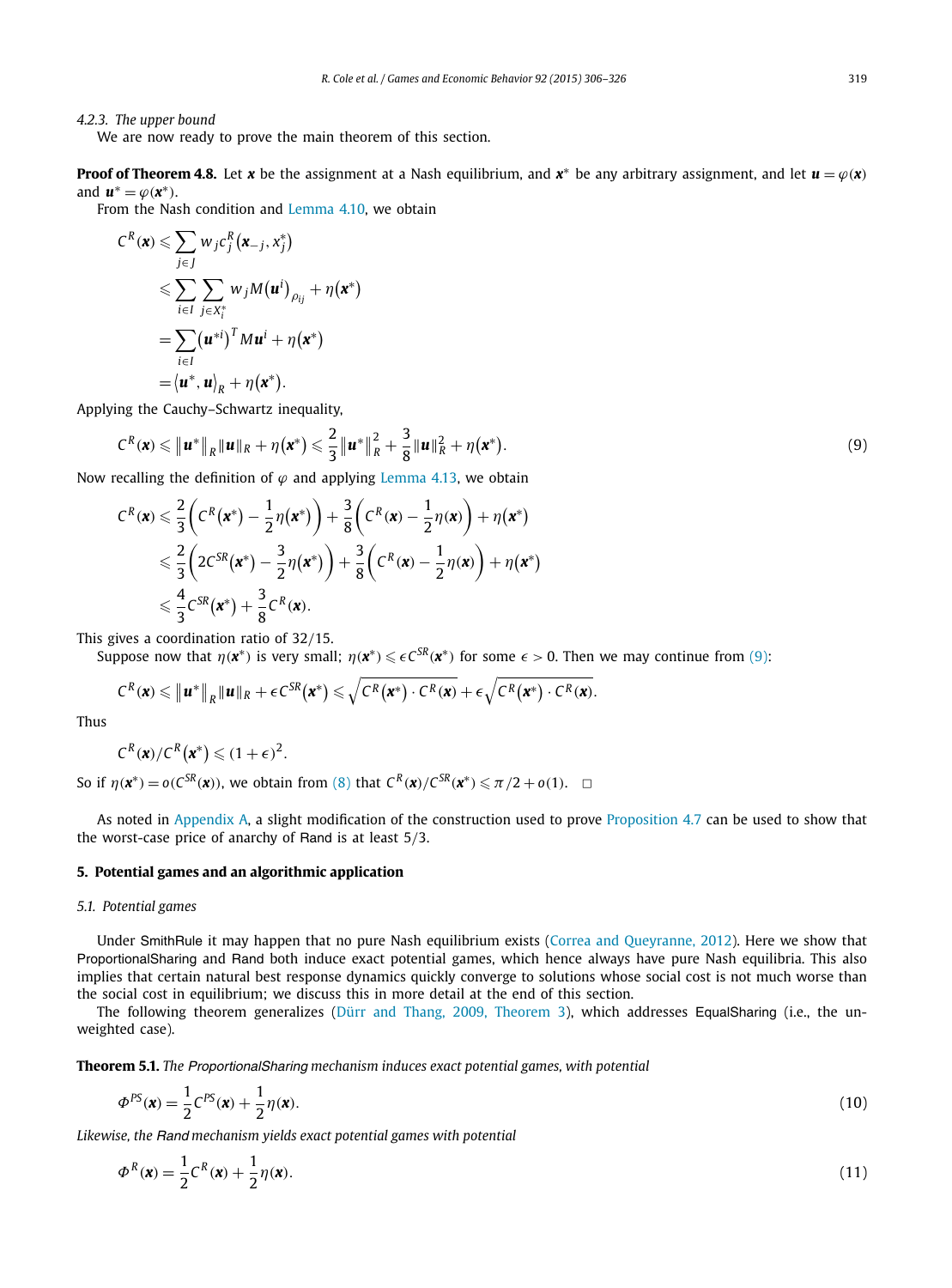#### 4.2.3. The upper bound

We are now ready to prove the main theorem of this section.

**Proof of Theorem 4.8.** Let $\boldsymbol{x}$ be the assignment at a Nash equilibrium, and $\boldsymbol{x}^*$ be any arbitrary assignment, and let $\boldsymbol{u} = \varphi(\boldsymbol{x})$ and $\boldsymbol{u}^* = \varphi(\boldsymbol{x}^*)$.

From the Nash condition and Lemma 4.10, we obtain

$$
\begin{aligned}
C^R(\boldsymbol{x}) &\leqslant \sum_{j \in J} w_j c_j^R(\boldsymbol{x}_{-j}, x_j^*) \\
&\leqslant \sum_{i \in I} \sum_{j \in X_i^*} w_j M(\boldsymbol{u}^i)_{\rho_{ij}} + \eta(\boldsymbol{x}^*) \\
&= \sum_{i \in I} (\boldsymbol{u}^{*i})^T M \boldsymbol{u}^i + \eta(\boldsymbol{x}^*) \\
&= \langle \boldsymbol{u}^*, \boldsymbol{u} \rangle_R + \eta(\boldsymbol{x}^*).
\end{aligned}
$$

Applying the Cauchy–Schwartz inequality,

$$
C^R(\boldsymbol{x}) \leqslant \|\boldsymbol{u}^*\|_R \|\boldsymbol{u}\|_R + \eta(\boldsymbol{x}^*) \leqslant \frac{2}{3}\|\boldsymbol{u}^*\|_R^2 + \frac{3}{8}\|\boldsymbol{u}\|_R^2 + \eta(\boldsymbol{x}^*). \tag{9}
$$

Now recalling the definition of $\varphi$ and applying Lemma 4.13, we obtain

$$
\begin{aligned}
C^R(\boldsymbol{x}) &\leqslant \frac{2}{3}\left(C^R(\boldsymbol{x}^*) - \frac{1}{2}\eta(\boldsymbol{x}^*)\right) + \frac{3}{8}\left(C^R(\boldsymbol{x}) - \frac{1}{2}\eta(\boldsymbol{x})\right) + \eta(\boldsymbol{x}^*) \\
&\leqslant \frac{2}{3}\left(2C^{SR}(\boldsymbol{x}^*) - \frac{3}{2}\eta(\boldsymbol{x}^*)\right) + \frac{3}{8}\left(C^R(\boldsymbol{x}) - \frac{1}{2}\eta(\boldsymbol{x})\right) + \eta(\boldsymbol{x}^*) \\
&\leqslant \frac{4}{3}C^{SR}(\boldsymbol{x}^*) + \frac{3}{8}C^R(\boldsymbol{x}).
\end{aligned}
$$

This gives a coordination ratio of 32/15.

Suppose now that $\eta(\boldsymbol{x}^*)$ is very small; $\eta(\boldsymbol{x}^*) \leqslant \epsilon C^{SR}(\boldsymbol{x}^*)$ for some $\epsilon > 0$. Then we may continue from (9):

$$
C^R(\boldsymbol{x}) \leqslant \|\boldsymbol{u}^*\|_R \|\boldsymbol{u}\|_R + \epsilon C^{SR}(\boldsymbol{x}^*) \leqslant \sqrt{C^R(\boldsymbol{x}^*) \cdot C^R(\boldsymbol{x})} + \epsilon\sqrt{C^R(\boldsymbol{x}^*) \cdot C^R(\boldsymbol{x})}.
$$

Thus

$$
C^R(\boldsymbol{x}) / C^R(\boldsymbol{x}^*) \leqslant (1+\epsilon)^2.
$$

So if $\eta(\boldsymbol{x}^*) = o(C^{SR}(\boldsymbol{x}))$, we obtain from (8) that $C^R(\boldsymbol{x})/C^{SR}(\boldsymbol{x}^*) \leqslant \pi/2 + o(1)$. □

As noted in Appendix A, a slight modification of the construction used to prove Proposition 4.7 can be used to show that the worst-case price of anarchy of Rand is at least 5/3.

## 5. Potential games and an algorithmic application

### 5.1. Potential games

Under SmithRule it may happen that no pure Nash equilibrium exists (Correa and Queyranne, 2012). Here we show that ProportionalSharing and Rand both induce exact potential games, which hence always have pure Nash equilibria. This also implies that certain natural best response dynamics quickly converge to solutions whose social cost is not much worse than the social cost in equilibrium; we discuss this in more detail at the end of this section.

The following theorem generalizes (Dürr and Thang, 2009, Theorem 3), which addresses EqualSharing (i.e., the unweighted case).

**Theorem 5.1.** *The ProportionalSharing mechanism induces exact potential games, with potential*

$$
\Phi^{PS}(\boldsymbol{x}) = \frac{1}{2}C^{PS}(\boldsymbol{x}) + \frac{1}{2}\eta(\boldsymbol{x}). \tag{10}
$$

*Likewise, the Rand mechanism yields exact potential games with potential*

$$
\Phi^R(\boldsymbol{x}) = \frac{1}{2}C^R(\boldsymbol{x}) + \frac{1}{2}\eta(\boldsymbol{x}). \tag{11}
$$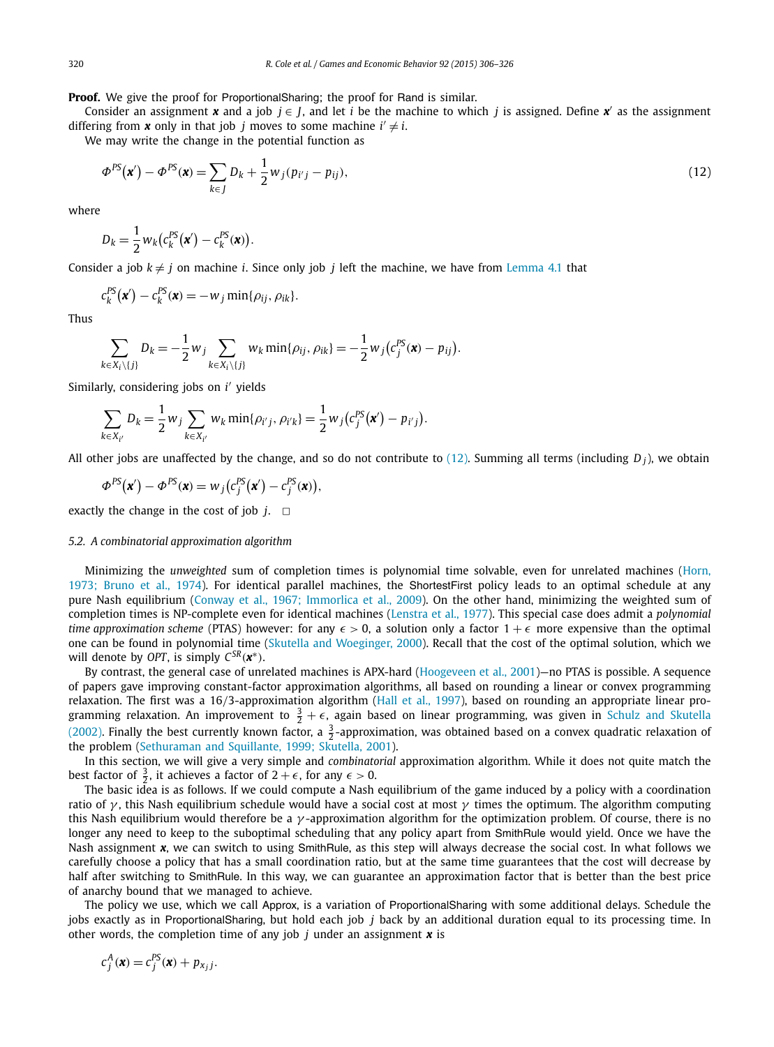**Proof.** We give the proof for ProportionalSharing; the proof for Rand is similar.

Consider an assignment $\boldsymbol{x}$ and a job $j \in J$, and let $i$ be the machine to which $j$ is assigned. Define $\boldsymbol{x}'$ as the assignment differing from $\boldsymbol{x}$ only in that job $j$ moves to some machine $i' \neq i$.

We may write the change in the potential function as

$$\Phi^{PS}(\boldsymbol{x}') - \Phi^{PS}(\boldsymbol{x}) = \sum_{k \in J} D_k + \frac{1}{2} w_j (p_{i'j} - p_{ij}), \tag{12}$$

where

$$D_k = \frac{1}{2} w_k \big(c_k^{PS}(\boldsymbol{x}') - c_k^{PS}(\boldsymbol{x})\big).$$

Consider a job $k \neq j$ on machine $i$. Since only job $j$ left the machine, we have from Lemma 4.1 that

$$c_k^{PS}(\boldsymbol{x}') - c_k^{PS}(\boldsymbol{x}) = -w_j \min\{\rho_{ij}, \rho_{ik}\}.$$

Thus

$$\sum_{k \in X_i \setminus \{j\}} D_k = -\frac{1}{2} w_j \sum_{k \in X_i \setminus \{j\}} w_k \min\{\rho_{ij}, \rho_{ik}\} = -\frac{1}{2} w_j \big(c_j^{PS}(\boldsymbol{x}) - p_{ij}\big).$$

Similarly, considering jobs on $i'$ yields

$$\sum_{k \in X_{i'}} D_k = \frac{1}{2} w_j \sum_{k \in X_{i'}} w_k \min\{\rho_{i'j}, \rho_{i'k}\} = \frac{1}{2} w_j \big(c_j^{PS}(\boldsymbol{x}') - p_{i'j}\big).$$

All other jobs are unaffected by the change, and so do not contribute to (12). Summing all terms (including $D_j$), we obtain

$$\Phi^{PS}(\boldsymbol{x}') - \Phi^{PS}(\boldsymbol{x}) = w_j \big(c_j^{PS}(\boldsymbol{x}') - c_j^{PS}(\boldsymbol{x})\big),$$

exactly the change in the cost of job $j$. $\square$

### 5.2. A combinatorial approximation algorithm

Minimizing the *unweighted* sum of completion times is polynomial time solvable, even for unrelated machines (Horn, 1973; Bruno et al., 1974). For identical parallel machines, the ShortestFirst policy leads to an optimal schedule at any pure Nash equilibrium (Conway et al., 1967; Immorlica et al., 2009). On the other hand, minimizing the weighted sum of completion times is NP-complete even for identical machines (Lenstra et al., 1977). This special case does admit a *polynomial time approximation scheme* (PTAS) however: for any $\epsilon > 0$, a solution only a factor $1 + \epsilon$ more expensive than the optimal one can be found in polynomial time (Skutella and Woeginger, 2000). Recall that the cost of the optimal solution, which we will denote by *OPT*, is simply $C^{SR}(\boldsymbol{x}^*)$.

By contrast, the general case of unrelated machines is APX-hard (Hoogeveen et al., 2001)—no PTAS is possible. A sequence of papers gave improving constant-factor approximation algorithms, all based on rounding a linear or convex programming relaxation. The first was a 16/3-approximation algorithm (Hall et al., 1997), based on rounding an appropriate linear programming relaxation. An improvement to $\frac{3}{2} + \epsilon$, again based on linear programming, was given in Schulz and Skutella (2002). Finally the best currently known factor, a $\frac{3}{2}$-approximation, was obtained based on a convex quadratic relaxation of the problem (Sethuraman and Squillante, 1999; Skutella, 2001).

In this section, we will give a very simple and *combinatorial* approximation algorithm. While it does not quite match the best factor of $\frac{3}{2}$, it achieves a factor of $2 + \epsilon$, for any $\epsilon > 0$.

The basic idea is as follows. If we could compute a Nash equilibrium of the game induced by a policy with a coordination ratio of $\gamma$, this Nash equilibrium schedule would have a social cost at most $\gamma$ times the optimum. The algorithm computing this Nash equilibrium would therefore be a $\gamma$-approximation algorithm for the optimization problem. Of course, there is no longer any need to keep to the suboptimal scheduling that any policy apart from SmithRule would yield. Once we have the Nash assignment $\boldsymbol{x}$, we can switch to using SmithRule, as this step will always decrease the social cost. In what follows we carefully choose a policy that has a small coordination ratio, but at the same time guarantees that the cost will decrease by half after switching to SmithRule. In this way, we can guarantee an approximation factor that is better than the best price of anarchy bound that we managed to achieve.

The policy we use, which we call Approx, is a variation of ProportionalSharing with some additional delays. Schedule the jobs exactly as in ProportionalSharing, but hold each job $j$ back by an additional duration equal to its processing time. In other words, the completion time of any job $j$ under an assignment $\boldsymbol{x}$ is

$$c_j^A(\boldsymbol{x}) = c_j^{PS}(\boldsymbol{x}) + p_{x_j j}.$$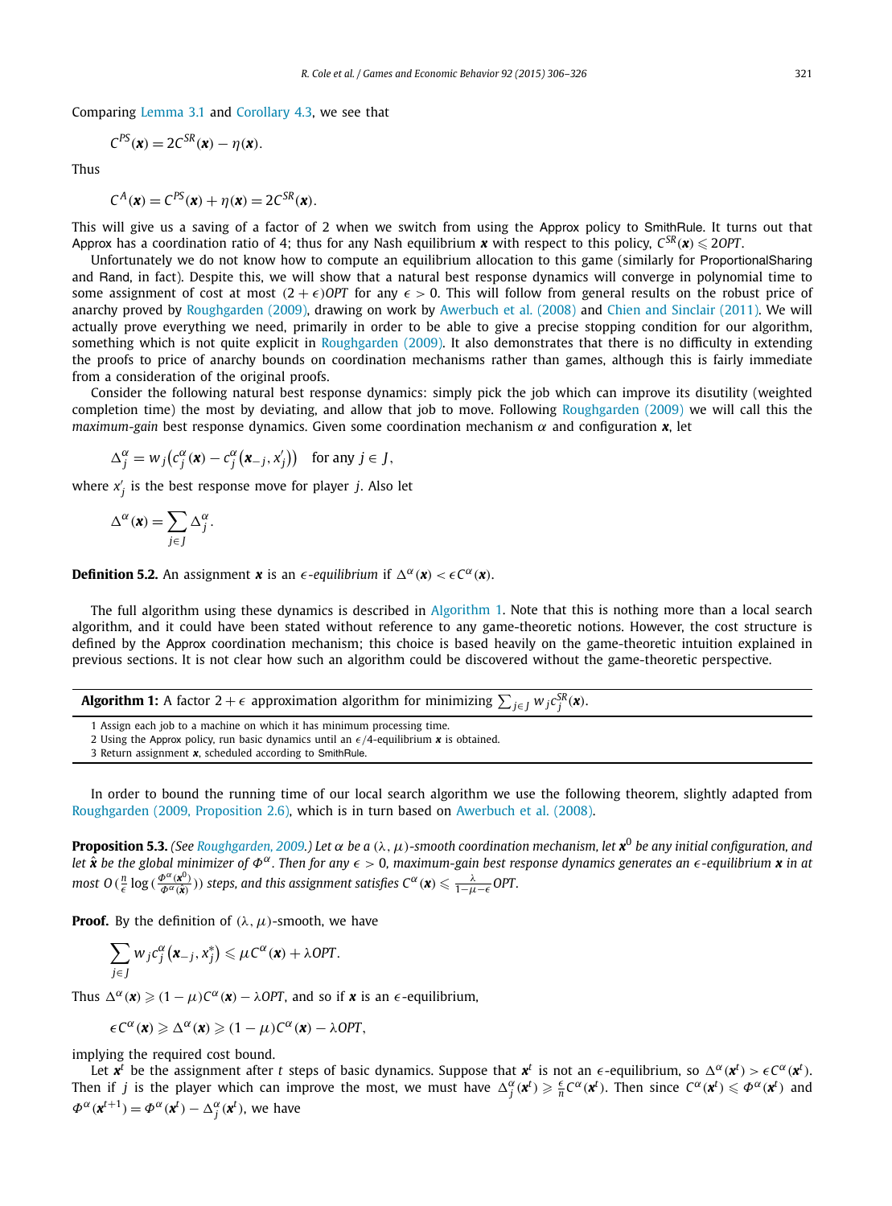Comparing Lemma 3.1 and Corollary 4.3, we see that

$$C^{PS}(\boldsymbol{x}) = 2C^{SR}(\boldsymbol{x}) - \eta(\boldsymbol{x}).$$

Thus

$$C^{A}(\boldsymbol{x}) = C^{PS}(\boldsymbol{x}) + \eta(\boldsymbol{x}) = 2C^{SR}(\boldsymbol{x}).$$

This will give us a saving of a factor of 2 when we switch from using the Approx policy to SmithRule. It turns out that Approx has a coordination ratio of 4; thus for any Nash equilibrium $\boldsymbol{x}$ with respect to this policy, $C^{SR}(\boldsymbol{x}) \leqslant 2OPT$.

Unfortunately we do not know how to compute an equilibrium allocation to this game (similarly for ProportionalSharing and Rand, in fact). Despite this, we will show that a natural best response dynamics will converge in polynomial time to some assignment of cost at most $(2+\epsilon)OPT$ for any $\epsilon > 0$. This will follow from general results on the robust price of anarchy proved by Roughgarden (2009), drawing on work by Awerbuch et al. (2008) and Chien and Sinclair (2011). We will actually prove everything we need, primarily in order to be able to give a precise stopping condition for our algorithm, something which is not quite explicit in Roughgarden (2009). It also demonstrates that there is no difficulty in extending the proofs to price of anarchy bounds on coordination mechanisms rather than games, although this is fairly immediate from a consideration of the original proofs.

Consider the following natural best response dynamics: simply pick the job which can improve its disutility (weighted completion time) the most by deviating, and allow that job to move. Following Roughgarden (2009) we will call this the *maximum-gain* best response dynamics. Given some coordination mechanism $\alpha$ and configuration $\boldsymbol{x}$, let

$$\Delta_j^{\alpha} = w_j\big(c_j^{\alpha}(\boldsymbol{x}) - c_j^{\alpha}(\boldsymbol{x}_{-j}, x_j')\big) \quad \text{for any } j \in J,$$

where $x_j'$ is the best response move for player $j$. Also let

$$\Delta^{\alpha}(\boldsymbol{x}) = \sum_{j \in J} \Delta_j^{\alpha}.$$

**Definition 5.2.** An assignment $\boldsymbol{x}$ is an *$\epsilon$-equilibrium* if $\Delta^{\alpha}(\boldsymbol{x}) < \epsilon C^{\alpha}(\boldsymbol{x})$.

The full algorithm using these dynamics is described in Algorithm 1. Note that this is nothing more than a local search algorithm, and it could have been stated without reference to any game-theoretic notions. However, the cost structure is defined by the Approx coordination mechanism; this choice is based heavily on the game-theoretic intuition explained in previous sections. It is not clear how such an algorithm could be discovered without the game-theoretic perspective.

**Algorithm 1:** A factor $2+\epsilon$ approximation algorithm for minimizing $\sum_{j \in J} w_j c_j^{SR}(\boldsymbol{x})$.

1 Assign each job to a machine on which it has minimum processing time.
2 Using the Approx policy, run basic dynamics until an $\epsilon/4$-equilibrium $\boldsymbol{x}$ is obtained.
3 Return assignment $\boldsymbol{x}$, scheduled according to SmithRule.

In order to bound the running time of our local search algorithm we use the following theorem, slightly adapted from Roughgarden (2009, Proposition 2.6), which is in turn based on Awerbuch et al. (2008).

**Proposition 5.3.** *(See Roughgarden, 2009.) Let $\alpha$ be a $(\lambda, \mu)$-smooth coordination mechanism, let $\boldsymbol{x}^0$ be any initial configuration, and let $\hat{\boldsymbol{x}}$ be the global minimizer of $\Phi^{\alpha}$. Then for any $\epsilon > 0$, maximum-gain best response dynamics generates an $\epsilon$-equilibrium $\boldsymbol{x}$ in at most $O(\frac{n}{\epsilon}\log(\frac{\Phi^{\alpha}(\boldsymbol{x}^0)}{\Phi^{\alpha}(\hat{\boldsymbol{x}})}))$ steps, and this assignment satisfies $C^{\alpha}(\boldsymbol{x}) \leqslant \frac{\lambda}{1-\mu-\epsilon}OPT$.*

**Proof.** By the definition of $(\lambda, \mu)$-smooth, we have

$$\sum_{j \in J} w_j c_j^{\alpha}\big(\boldsymbol{x}_{-j}, x_j^*\big) \leqslant \mu C^{\alpha}(\boldsymbol{x}) + \lambda OPT.$$

Thus $\Delta^{\alpha}(\boldsymbol{x}) \geqslant (1-\mu)C^{\alpha}(\boldsymbol{x}) - \lambda OPT$, and so if $\boldsymbol{x}$ is an $\epsilon$-equilibrium,

$$\epsilon C^{\alpha}(\boldsymbol{x}) \geqslant \Delta^{\alpha}(\boldsymbol{x}) \geqslant (1-\mu)C^{\alpha}(\boldsymbol{x}) - \lambda OPT,$$

implying the required cost bound.

Let $\boldsymbol{x}^t$ be the assignment after $t$ steps of basic dynamics. Suppose that $\boldsymbol{x}^t$ is not an $\epsilon$-equilibrium, so $\Delta^{\alpha}(\boldsymbol{x}^t) > \epsilon C^{\alpha}(\boldsymbol{x}^t)$. Then if $j$ is the player which can improve the most, we must have $\Delta_j^{\alpha}(\boldsymbol{x}^t) \geqslant \frac{\epsilon}{n}C^{\alpha}(\boldsymbol{x}^t)$. Then since $C^{\alpha}(\boldsymbol{x}^t) \leqslant \Phi^{\alpha}(\boldsymbol{x}^t)$ and $\Phi^{\alpha}(\boldsymbol{x}^{t+1}) = \Phi^{\alpha}(\boldsymbol{x}^t) - \Delta_j^{\alpha}(\boldsymbol{x}^t)$, we have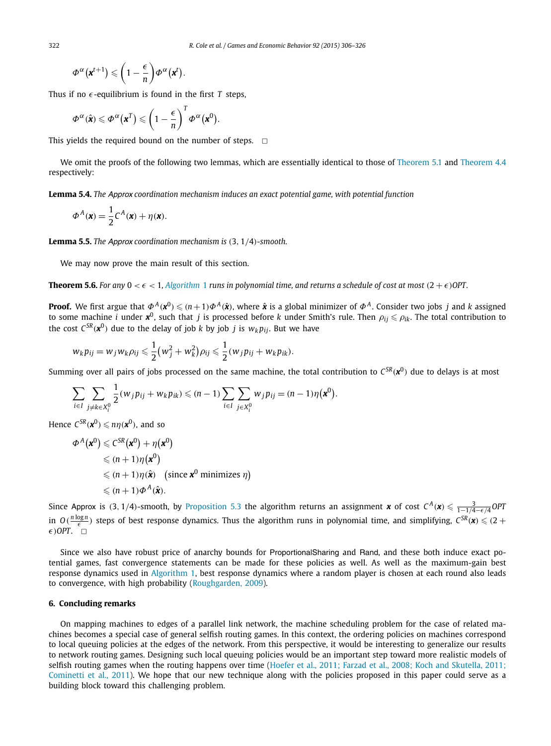$$\Phi^{\alpha}(\boldsymbol{x}^{t+1}) \leqslant \left(1 - \frac{\epsilon}{n}\right)\Phi^{\alpha}(\boldsymbol{x}^{t}).$$

Thus if no $\epsilon$-equilibrium is found in the first $T$ steps,

$$\Phi^{\alpha}(\hat{\boldsymbol{x}}) \leqslant \Phi^{\alpha}(\boldsymbol{x}^{T}) \leqslant \left(1 - \frac{\epsilon}{n}\right)^{T}\Phi^{\alpha}(\boldsymbol{x}^{0}).$$

This yields the required bound on the number of steps. $\square$

We omit the proofs of the following two lemmas, which are essentially identical to those of Theorem 5.1 and Theorem 4.4 respectively:

**Lemma 5.4.** *The* Approx *coordination mechanism induces an exact potential game, with potential function*

$$\Phi^{A}(\boldsymbol{x}) = \frac{1}{2}C^{A}(\boldsymbol{x}) + \eta(\boldsymbol{x}).$$

**Lemma 5.5.** *The* Approx *coordination mechanism is* $(3, 1/4)$*-smooth.*

We may now prove the main result of this section.

**Theorem 5.6.** *For any* $0 < \epsilon < 1$*, Algorithm 1 runs in polynomial time, and returns a schedule of cost at most* $(2 + \epsilon)OPT$*.*

**Proof.** We first argue that $\Phi^{A}(\boldsymbol{x}^{0}) \leqslant (n+1)\Phi^{A}(\hat{\boldsymbol{x}})$, where $\hat{\boldsymbol{x}}$ is a global minimizer of $\Phi^{A}$. Consider two jobs $j$ and $k$ assigned to some machine $i$ under $\boldsymbol{x}^{0}$, such that $j$ is processed before $k$ under Smith's rule. Then $\rho_{ij} \leqslant \rho_{ik}$. The total contribution to the cost $C^{SR}(\boldsymbol{x}^{0})$ due to the delay of job $k$ by job $j$ is $w_k p_{ij}$. But we have

$$w_k p_{ij} = w_j w_k \rho_{ij} \leqslant \frac{1}{2}\left(w_j^2 + w_k^2\right)\rho_{ij} \leqslant \frac{1}{2}(w_j p_{ij} + w_k p_{ik}).$$

Summing over all pairs of jobs processed on the same machine, the total contribution to $C^{SR}(\boldsymbol{x}^{0})$ due to delays is at most

$$\sum_{i \in I}\sum_{j \neq k \in X_i^0}\frac{1}{2}(w_j p_{ij} + w_k p_{ik}) \leqslant (n-1)\sum_{i \in I}\sum_{j \in X_i^0} w_j p_{ij} = (n-1)\eta(\boldsymbol{x}^{0}).$$

Hence $C^{SR}(\boldsymbol{x}^{0}) \leqslant n\eta(\boldsymbol{x}^{0})$, and so

$$\begin{aligned}
\Phi^{A}(\boldsymbol{x}^{0}) &\leqslant C^{SR}(\boldsymbol{x}^{0}) + \eta(\boldsymbol{x}^{0}) \\
&\leqslant (n+1)\eta(\boldsymbol{x}^{0}) \\
&\leqslant (n+1)\eta(\hat{\boldsymbol{x}}) \quad \left(\text{since } \boldsymbol{x}^{0} \text{ minimizes } \eta\right) \\
&\leqslant (n+1)\Phi^{A}(\hat{\boldsymbol{x}}).
\end{aligned}$$

Since Approx is $(3, 1/4)$-smooth, by Proposition 5.3 the algorithm returns an assignment $\boldsymbol{x}$ of cost $C^{A}(\boldsymbol{x}) \leqslant \frac{3}{1-1/4-\epsilon/4}OPT$ in $O(\frac{n\log n}{\epsilon})$ steps of best response dynamics. Thus the algorithm runs in polynomial time, and simplifying, $C^{SR}(\boldsymbol{x}) \leqslant (2 + \epsilon)OPT$. $\square$

Since we also have robust price of anarchy bounds for ProportionalSharing and Rand, and these both induce exact potential games, fast convergence statements can be made for these policies as well. As well as the maximum-gain best response dynamics used in Algorithm 1, best response dynamics where a random player is chosen at each round also leads to convergence, with high probability (Roughgarden, 2009).

## 6. Concluding remarks

On mapping machines to edges of a parallel link network, the machine scheduling problem for the case of related machines becomes a special case of general selfish routing games. In this context, the ordering policies on machines correspond to local queuing policies at the edges of the network. From this perspective, it would be interesting to generalize our results to network routing games. Designing such local queuing policies would be an important step toward more realistic models of selfish routing games when the routing happens over time (Hoefer et al., 2011; Farzad et al., 2008; Koch and Skutella, 2011; Cominetti et al., 2011). We hope that our new technique along with the policies proposed in this paper could serve as a building block toward this challenging problem.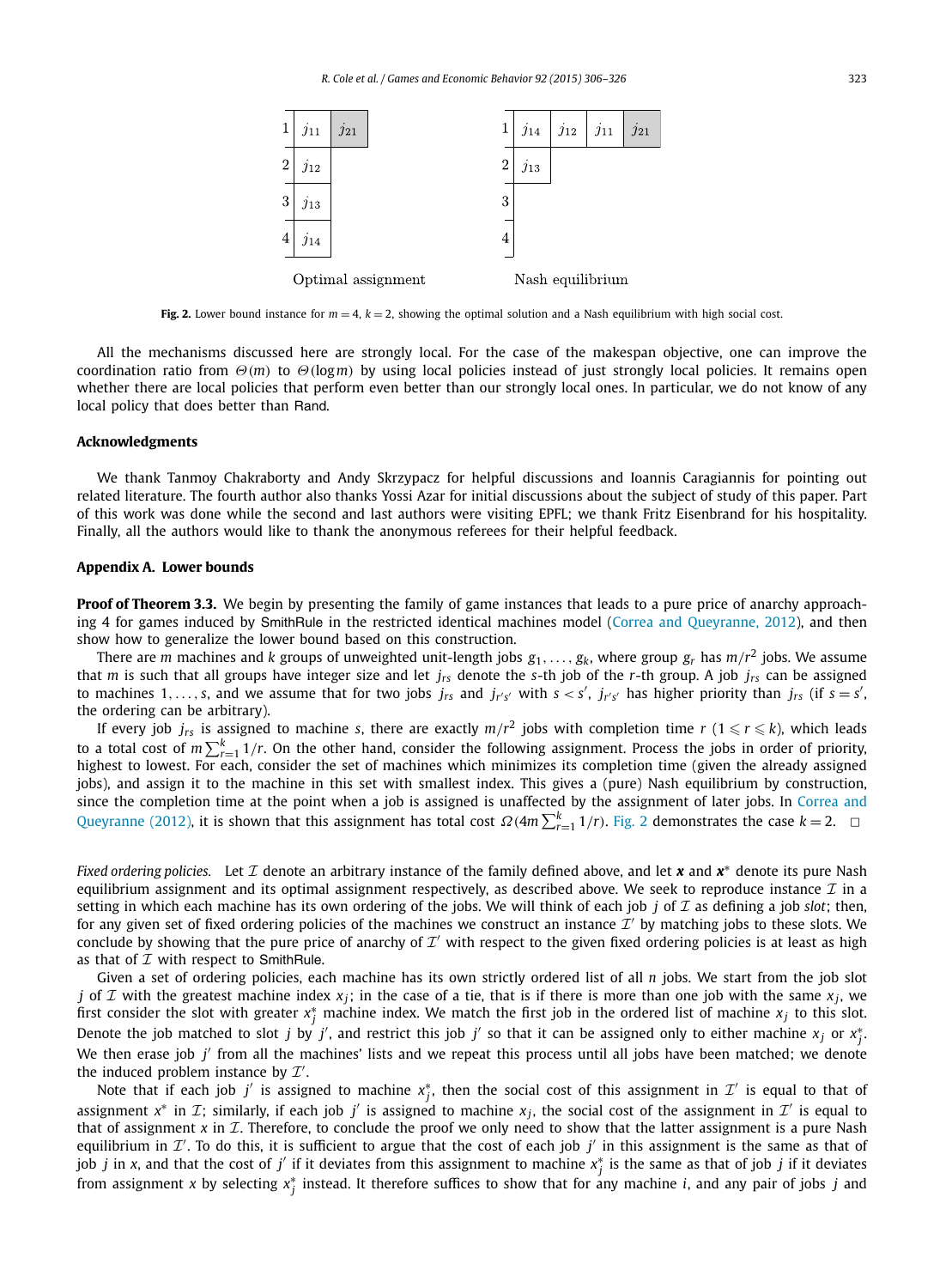| | Optimal assignment | | | Nash equilibrium | | | |
|---|---|---|---|---|---|---|---|
| 1 | $j_{11}$ | $j_{21}$ | 1 | $j_{14}$ | $j_{12}$ | $j_{11}$ | $j_{21}$ |
| 2 | $j_{12}$ | | 2 | $j_{13}$ | | | |
| 3 | $j_{13}$ | | 3 | | | | |
| 4 | $j_{14}$ | | 4 | | | | |

**Fig. 2.** Lower bound instance for $m = 4$, $k = 2$, showing the optimal solution and a Nash equilibrium with high social cost.

All the mechanisms discussed here are strongly local. For the case of the makespan objective, one can improve the coordination ratio from $\Theta(m)$ to $\Theta(\log m)$ by using local policies instead of just strongly local policies. It remains open whether there are local policies that perform even better than our strongly local ones. In particular, we do not know of any local policy that does better than Rand.

## Acknowledgments

We thank Tanmoy Chakraborty and Andy Skrzypacz for helpful discussions and Ioannis Caragiannis for pointing out related literature. The fourth author also thanks Yossi Azar for initial discussions about the subject of study of this paper. Part of this work was done while the second and last authors were visiting EPFL; we thank Fritz Eisenbrand for his hospitality. Finally, all the authors would like to thank the anonymous referees for their helpful feedback.

## Appendix A. Lower bounds

**Proof of Theorem 3.3.** We begin by presenting the family of game instances that leads to a pure price of anarchy approaching 4 for games induced by SmithRule in the restricted identical machines model (Correa and Queyranne, 2012), and then show how to generalize the lower bound based on this construction.

There are $m$ machines and $k$ groups of unweighted unit-length jobs $g_1, \ldots, g_k$, where group $g_r$ has $m/r^2$ jobs. We assume that $m$ is such that all groups have integer size and let $j_{rs}$ denote the $s$-th job of the $r$-th group. A job $j_{rs}$ can be assigned to machines $1, \ldots, s$, and we assume that for two jobs $j_{rs}$ and $j_{r's'}$ with $s < s'$, $j_{r's'}$ has higher priority than $j_{rs}$ (if $s = s'$, the ordering can be arbitrary).

If every job $j_{rs}$ is assigned to machine $s$, there are exactly $m/r^2$ jobs with completion time $r$ ($1 \leqslant r \leqslant k$), which leads to a total cost of $m \sum_{r=1}^{k} 1/r$. On the other hand, consider the following assignment. Process the jobs in order of priority, highest to lowest. For each, consider the set of machines which minimizes its completion time (given the already assigned jobs), and assign it to the machine in this set with smallest index. This gives a (pure) Nash equilibrium by construction, since the completion time at the point when a job is assigned is unaffected by the assignment of later jobs. In Correa and Queyranne (2012), it is shown that this assignment has total cost $\Omega(4m \sum_{r=1}^{k} 1/r)$. Fig. 2 demonstrates the case $k = 2$. $\square$

*Fixed ordering policies.* Let $\mathcal{I}$ denote an arbitrary instance of the family defined above, and let $\boldsymbol{x}$ and $\boldsymbol{x}^*$ denote its pure Nash equilibrium assignment and its optimal assignment respectively, as described above. We seek to reproduce instance $\mathcal{I}$ in a setting in which each machine has its own ordering of the jobs. We will think of each job $j$ of $\mathcal{I}$ as defining a job *slot*; then, for any given set of fixed ordering policies of the machines we construct an instance $\mathcal{I}'$ by matching jobs to these slots. We conclude by showing that the pure price of anarchy of $\mathcal{I}'$ with respect to the given fixed ordering policies is at least as high as that of $\mathcal{I}$ with respect to SmithRule.

Given a set of ordering policies, each machine has its own strictly ordered list of all $n$ jobs. We start from the job slot $j$ of $\mathcal{I}$ with the greatest machine index $x_j$; in the case of a tie, that is if there is more than one job with the same $x_j$, we first consider the slot with greater $x_j^*$ machine index. We match the first job in the ordered list of machine $x_j$ to this slot. Denote the job matched to slot $j$ by $j'$, and restrict this job $j'$ so that it can be assigned only to either machine $x_j$ or $x_j^*$. We then erase job $j'$ from all the machines' lists and we repeat this process until all jobs have been matched; we denote the induced problem instance by $\mathcal{I}'$.

Note that if each job $j'$ is assigned to machine $x_j^*$, then the social cost of this assignment in $\mathcal{I}'$ is equal to that of assignment $x^*$ in $\mathcal{I}$; similarly, if each job $j'$ is assigned to machine $x_j$, the social cost of the assignment in $\mathcal{I}'$ is equal to that of assignment $x$ in $\mathcal{I}$. Therefore, to conclude the proof we only need to show that the latter assignment is a pure Nash equilibrium in $\mathcal{I}'$. To do this, it is sufficient to argue that the cost of each job $j'$ in this assignment is the same as that of job $j$ in $x$, and that the cost of $j'$ if it deviates from this assignment to machine $x_j^*$ is the same as that of job $j$ if it deviates from assignment $x$ by selecting $x_j^*$ instead. It therefore suffices to show that for any machine $i$, and any pair of jobs $j$ and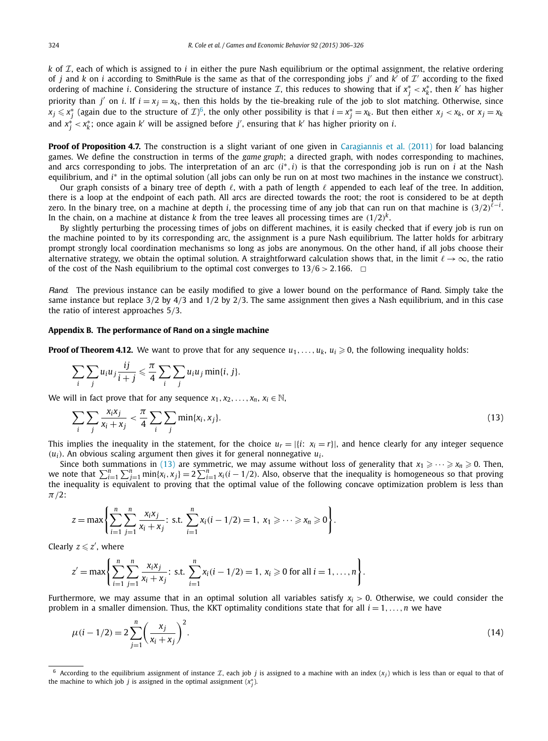$k$ of $\mathcal{I}$, each of which is assigned to $i$ in either the pure Nash equilibrium or the optimal assignment, the relative ordering of $j$ and $k$ on $i$ according to SmithRule is the same as that of the corresponding jobs $j'$ and $k'$ of $\mathcal{I}'$ according to the fixed ordering of machine $i$. Considering the structure of instance $\mathcal{I}$, this reduces to showing that if $x_j^* < x_k^*$, then $k'$ has higher priority than $j'$ on $i$. If $i = x_j = x_k$, then this holds by the tie-breaking rule of the job to slot matching. Otherwise, since $x_j \leqslant x_j^*$ (again due to the structure of $\mathcal{I}$)[6], the only other possibility is that $i = x_j^* = x_k$. But then either $x_j < x_k$, or $x_j = x_k$ and $x_j^* < x_k^*$; once again $k'$ will be assigned before $j'$, ensuring that $k'$ has higher priority on $i$.

**Proof of Proposition 4.7.** The construction is a slight variant of one given in Caragiannis et al. (2011) for load balancing games. We define the construction in terms of the *game graph*; a directed graph, with nodes corresponding to machines, and arcs corresponding to jobs. The interpretation of an arc $(i^*, i)$ is that the corresponding job is run on $i$ at the Nash equilibrium, and $i^*$ in the optimal solution (all jobs can only be run on at most two machines in the instance we construct).

Our graph consists of a binary tree of depth $\ell$, with a path of length $\ell$ appended to each leaf of the tree. In addition, there is a loop at the endpoint of each path. All arcs are directed towards the root; the root is considered to be at depth zero. In the binary tree, on a machine at depth $i$, the processing time of any job that can run on that machine is $(3/2)^{\ell - i}$. In the chain, on a machine at distance $k$ from the tree leaves all processing times are $(1/2)^k$.

By slightly perturbing the processing times of jobs on different machines, it is easily checked that if every job is run on the machine pointed to by its corresponding arc, the assignment is a pure Nash equilibrium. The latter holds for arbitrary prompt strongly local coordination mechanisms so long as jobs are anonymous. On the other hand, if all jobs choose their alternative strategy, we obtain the optimal solution. A straightforward calculation shows that, in the limit $\ell \to \infty$, the ratio of the cost of the Nash equilibrium to the optimal cost converges to $13/6 > 2.166$. $\square$

*Rand*. The previous instance can be easily modified to give a lower bound on the performance of Rand. Simply take the same instance but replace $3/2$ by $4/3$ and $1/2$ by $2/3$. The same assignment then gives a Nash equilibrium, and in this case the ratio of interest approaches $5/3$.

## Appendix B. The performance of Rand on a single machine

**Proof of Theorem 4.12.** We want to prove that for any sequence $u_1, \ldots, u_k$, $u_i \geqslant 0$, the following inequality holds:

$$\sum_i \sum_j u_i u_j \frac{ij}{i+j} \leqslant \frac{\pi}{4} \sum_i \sum_j u_i u_j \min\{i, j\}.$$

We will in fact prove that for any sequence $x_1, x_2, \ldots, x_n$, $x_i \in \mathbb{N}$,

$$\sum_i \sum_j \frac{x_i x_j}{x_i + x_j} < \frac{\pi}{4} \sum_i \sum_j \min\{x_i, x_j\}. \tag{13}$$

This implies the inequality in the statement, for the choice $u_r = |\{i\colon\ x_i = r\}|$, and hence clearly for any integer sequence $(u_i)$. An obvious scaling argument then gives it for general nonnegative $u_i$.

Since both summations in (13) are symmetric, we may assume without loss of generality that $x_1 \geqslant \cdots \geqslant x_n \geqslant 0$. Then, we note that $\sum_{i=1}^n \sum_{j=1}^n \min\{x_i, x_j\} = 2\sum_{i=1}^n x_i(i - 1/2)$. Also, observe that the inequality is homogeneous so that proving the inequality is equivalent to proving that the optimal value of the following concave optimization problem is less than $\pi/2$:

$$z = \max\left\{\sum_{i=1}^n \sum_{j=1}^n \frac{x_i x_j}{x_i + x_j}\colon \text{ s.t. } \sum_{i=1}^n x_i(i - 1/2) = 1,\ x_1 \geqslant \cdots \geqslant x_n \geqslant 0\right\}.$$

Clearly $z \leqslant z'$, where

$$z' = \max\left\{\sum_{i=1}^n \sum_{j=1}^n \frac{x_i x_j}{x_i + x_j}\colon \text{ s.t. } \sum_{i=1}^n x_i(i - 1/2) = 1,\ x_i \geqslant 0 \text{ for all } i = 1, \ldots, n\right\}.$$

Furthermore, we may assume that in an optimal solution all variables satisfy $x_i > 0$. Otherwise, we could consider the problem in a smaller dimension. Thus, the KKT optimality conditions state that for all $i = 1, \ldots, n$ we have

$$\mu(i - 1/2) = 2\sum_{j=1}^n \left(\frac{x_j}{x_i + x_j}\right)^2. \tag{14}$$

---

[6] According to the equilibrium assignment of instance $\mathcal{I}$, each job $j$ is assigned to a machine with an index $(x_j)$ which is less than or equal to that of the machine to which job $j$ is assigned in the optimal assignment $(x_j^*)$.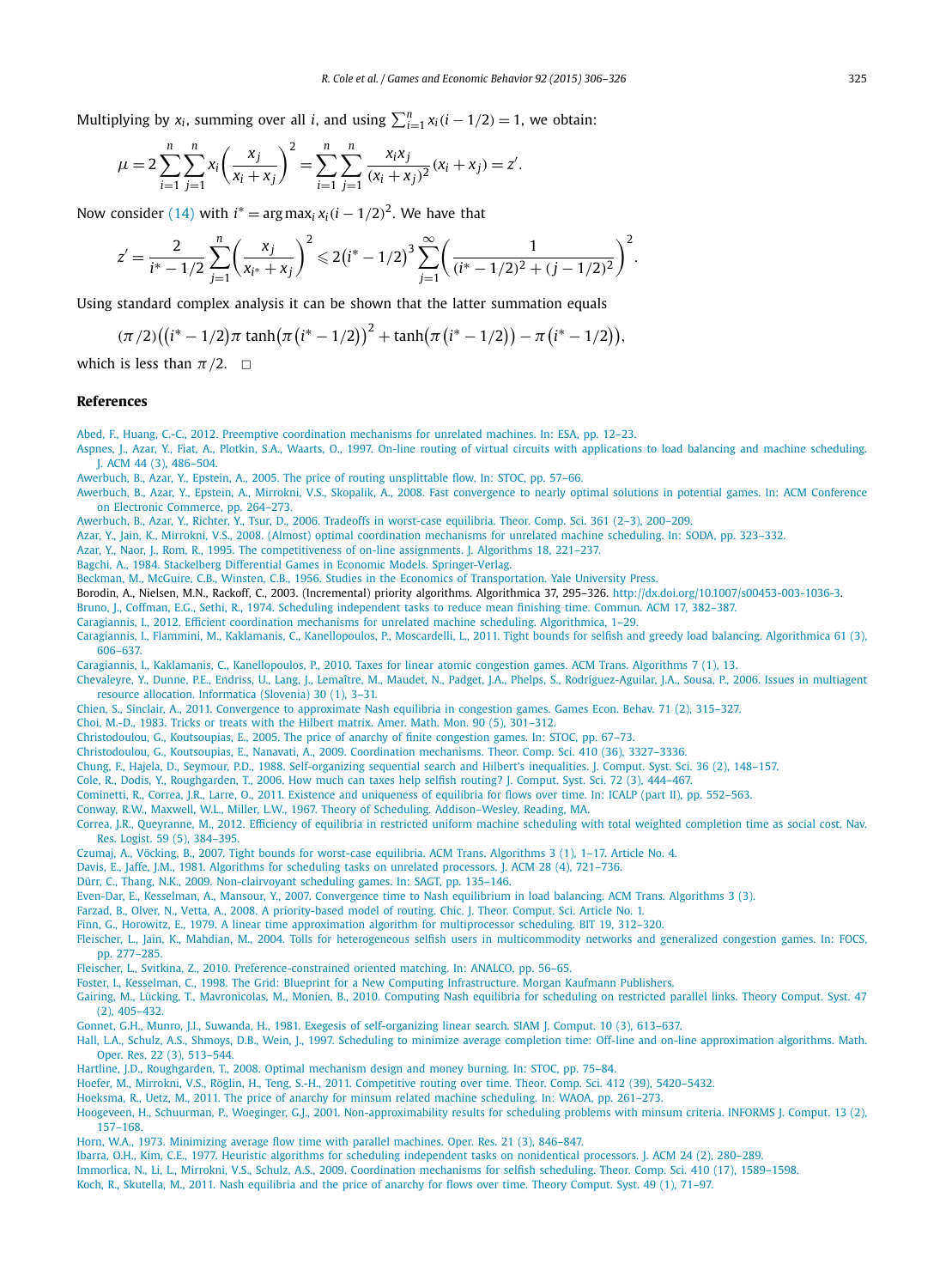Multiplying by $x_i$, summing over all $i$, and using $\sum_{i=1}^{n} x_i(i-1/2) = 1$, we obtain:

$$\mu = 2\sum_{i=1}^{n}\sum_{j=1}^{n} x_i\left(\frac{x_j}{x_i+x_j}\right)^2 = \sum_{i=1}^{n}\sum_{j=1}^{n}\frac{x_i x_j}{(x_i+x_j)^2}(x_i+x_j) = z'.$$

Now consider (14) with $i^* = \arg\max_i x_i(i-1/2)^2$. We have that

$$z' = \frac{2}{i^*-1/2}\sum_{j=1}^{n}\left(\frac{x_j}{x_{i^*}+x_j}\right)^2 \leqslant 2\left(i^*-1/2\right)^3\sum_{j=1}^{\infty}\left(\frac{1}{(i^*-1/2)^2+(j-1/2)^2}\right)^2.$$

Using standard complex analysis it can be shown that the latter summation equals

$$(\pi/2)\big((i^*-1/2)\pi\tanh\big(\pi\left(i^*-1/2\right)\big)^2 + \tanh\big(\pi\left(i^*-1/2\right)\big) - \pi\left(i^*-1/2\right)\big),$$

which is less than $\pi/2$. □

## References

Abed, F., Huang, C.-C., 2012. Preemptive coordination mechanisms for unrelated machines. In: ESA, pp. 12–23.

Aspnes, J., Azar, Y., Fiat, A., Plotkin, S.A., Waarts, O., 1997. On-line routing of virtual circuits with applications to load balancing and machine scheduling. J. ACM 44 (3), 486–504.

Awerbuch, B., Azar, Y., Epstein, A., 2005. The price of routing unsplittable flow. In: STOC, pp. 57–66.

Awerbuch, B., Azar, Y., Epstein, A., Mirrokni, V.S., Skopalik, A., 2008. Fast convergence to nearly optimal solutions in potential games. In: ACM Conference on Electronic Commerce, pp. 264–273.

Awerbuch, B., Azar, Y., Richter, Y., Tsur, D., 2006. Tradeoffs in worst-case equilibria. Theor. Comp. Sci. 361 (2–3), 200–209.

Azar, Y., Jain, K., Mirrokni, V.S., 2008. (Almost) optimal coordination mechanisms for unrelated machine scheduling. In: SODA, pp. 323–332.

Azar, Y., Naor, J., Rom, R., 1995. The competitiveness of on-line assignments. J. Algorithms 18, 221–237.

Bagchi, A., 1984. Stackelberg Differential Games in Economic Models. Springer-Verlag.

Beckman, M., McGuire, C.B., Winsten, C.B., 1956. Studies in the Economics of Transportation. Yale University Press.

Borodin, A., Nielsen, M.N., Rackoff, C., 2003. (Incremental) priority algorithms. Algorithmica 37, 295–326. http://dx.doi.org/10.1007/s00453-003-1036-3.

Bruno, J., Coffman, E.G., Sethi, R., 1974. Scheduling independent tasks to reduce mean finishing time. Commun. ACM 17, 382–387.

Caragiannis, I., 2012. Efficient coordination mechanisms for unrelated machine scheduling. Algorithmica, 1–29.

Caragiannis, I., Flammini, M., Kaklamanis, C., Kanellopoulos, P., Moscardelli, L., 2011. Tight bounds for selfish and greedy load balancing. Algorithmica 61 (3), 606–637.

Caragiannis, I., Kaklamanis, C., Kanellopoulos, P., 2010. Taxes for linear atomic congestion games. ACM Trans. Algorithms 7 (1), 13.

Chevaleyre, Y., Dunne, P.E., Endriss, U., Lang, J., Lemaître, M., Maudet, N., Padget, J.A., Phelps, S., Rodríguez-Aguilar, J.A., Sousa, P., 2006. Issues in multiagent resource allocation. Informatica (Slovenia) 30 (1), 3–31.

Chien, S., Sinclair, A., 2011. Convergence to approximate Nash equilibria in congestion games. Games Econ. Behav. 71 (2), 315–327.

Choi, M.-D., 1983. Tricks or treats with the Hilbert matrix. Amer. Math. Mon. 90 (5), 301–312.

Christodoulou, G., Koutsoupias, E., 2005. The price of anarchy of finite congestion games. In: STOC, pp. 67–73.

Christodoulou, G., Koutsoupias, E., Nanavati, A., 2009. Coordination mechanisms. Theor. Comp. Sci. 410 (36), 3327–3336.

Chung, F., Hajela, D., Seymour, P.D., 1988. Self-organizing sequential search and Hilbert's inequalities. J. Comput. Syst. Sci. 36 (2), 148–157.

Cole, R., Dodis, Y., Roughgarden, T., 2006. How much can taxes help selfish routing? J. Comput. Syst. Sci. 72 (3), 444–467.

Cominetti, R., Correa, J.R., Larre, O., 2011. Existence and uniqueness of equilibria for flows over time. In: ICALP (part II), pp. 552–563.

Conway, R.W., Maxwell, W.L., Miller, L.W., 1967. Theory of Scheduling. Addison–Wesley, Reading, MA.

Correa, J.R., Queyranne, M., 2012. Efficiency of equilibria in restricted uniform machine scheduling with total weighted completion time as social cost. Nav. Res. Logist. 59 (5), 384–395.

Czumaj, A., Vöcking, B., 2007. Tight bounds for worst-case equilibria. ACM Trans. Algorithms 3 (1), 1–17. Article No. 4.

Davis, E., Jaffe, J.M., 1981. Algorithms for scheduling tasks on unrelated processors. J. ACM 28 (4), 721–736.

Dürr, C., Thang, N.K., 2009. Non-clairvoyant scheduling games. In: SAGT, pp. 135–146.

Even-Dar, E., Kesselman, A., Mansour, Y., 2007. Convergence time to Nash equilibrium in load balancing. ACM Trans. Algorithms 3 (3).

Farzad, B., Olver, N., Vetta, A., 2008. A priority-based model of routing. Chic. J. Theor. Comput. Sci. Article No. 1.

Finn, G., Horowitz, E., 1979. A linear time approximation algorithm for multiprocessor scheduling. BIT 19, 312–320.

Fleischer, L., Jain, K., Mahdian, M., 2004. Tolls for heterogeneous selfish users in multicommodity networks and generalized congestion games. In: FOCS, pp. 277–285.

Fleischer, L., Svitkina, Z., 2010. Preference-constrained oriented matching. In: ANALCO, pp. 56–65.

Foster, I., Kesselman, C., 1998. The Grid: Blueprint for a New Computing Infrastructure. Morgan Kaufmann Publishers.

Gairing, M., Lücking, T., Mavronicolas, M., Monien, B., 2010. Computing Nash equilibria for scheduling on restricted parallel links. Theory Comput. Syst. 47 (2), 405–432.

Gonnet, G.H., Munro, J.I., Suwanda, H., 1981. Exegesis of self-organizing linear search. SIAM J. Comput. 10 (3), 613–637.

Hall, L.A., Schulz, A.S., Shmoys, D.B., Wein, J., 1997. Scheduling to minimize average completion time: Off-line and on-line approximation algorithms. Math. Oper. Res. 22 (3), 513–544.

Hartline, J.D., Roughgarden, T., 2008. Optimal mechanism design and money burning. In: STOC, pp. 75–84.

Hoefer, M., Mirrokni, V.S., Röglin, H., Teng, S.-H., 2011. Competitive routing over time. Theor. Comp. Sci. 412 (39), 5420–5432.

Hoeksma, R., Uetz, M., 2011. The price of anarchy for minsum related machine scheduling. In: WAOA, pp. 261–273.

Hoogeveen, H., Schuurman, P., Woeginger, G.J., 2001. Non-approximability results for scheduling problems with minsum criteria. INFORMS J. Comput. 13 (2), 157–168.

Horn, W.A., 1973. Minimizing average flow time with parallel machines. Oper. Res. 21 (3), 846–847.

Ibarra, O.H., Kim, C.E., 1977. Heuristic algorithms for scheduling independent tasks on nonidentical processors. J. ACM 24 (2), 280–289.

Immorlica, N., Li, L., Mirrokni, V.S., Schulz, A.S., 2009. Coordination mechanisms for selfish scheduling. Theor. Comp. Sci. 410 (17), 1589–1598.

Koch, R., Skutella, M., 2011. Nash equilibria and the price of anarchy for flows over time. Theory Comput. Syst. 49 (1), 71–97.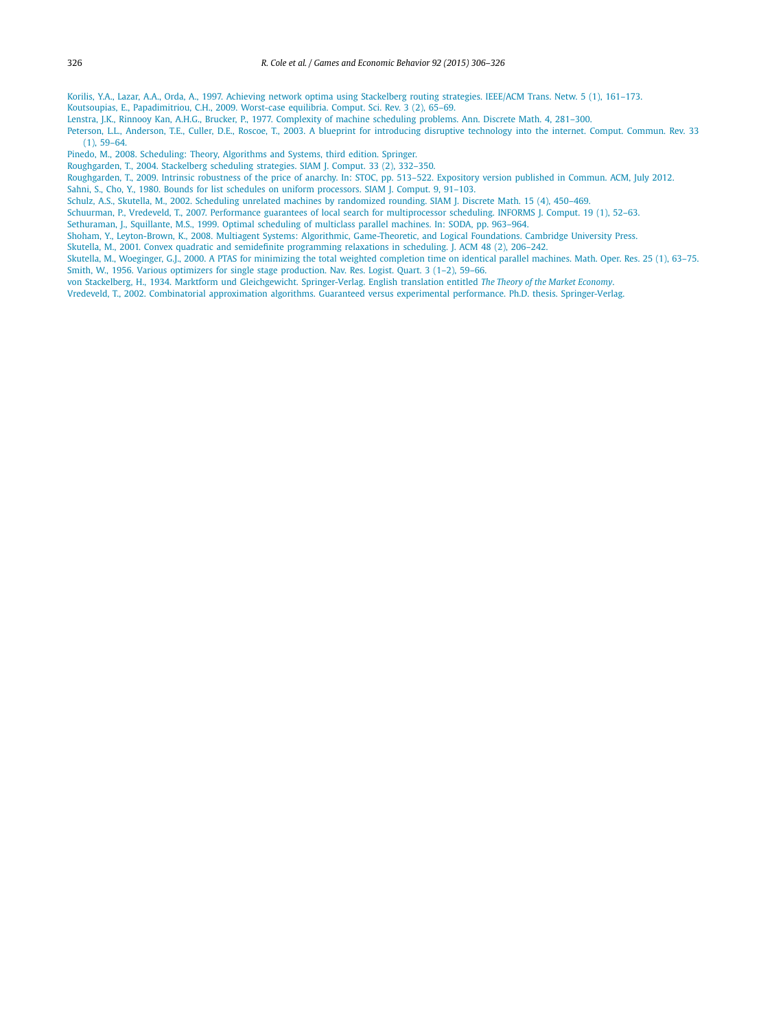Korilis, Y.A., Lazar, A.A., Orda, A., 1997. Achieving network optima using Stackelberg routing strategies. IEEE/ACM Trans. Netw. 5 (1), 161–173.

Koutsoupias, E., Papadimitriou, C.H., 2009. Worst-case equilibria. Comput. Sci. Rev. 3 (2), 65–69.

Lenstra, J.K., Rinnooy Kan, A.H.G., Brucker, P., 1977. Complexity of machine scheduling problems. Ann. Discrete Math. 4, 281–300.

Peterson, L.L., Anderson, T.E., Culler, D.E., Roscoe, T., 2003. A blueprint for introducing disruptive technology into the internet. Comput. Commun. Rev. 33 (1), 59–64.

Pinedo, M., 2008. Scheduling: Theory, Algorithms and Systems, third edition. Springer.

Roughgarden, T., 2004. Stackelberg scheduling strategies. SIAM J. Comput. 33 (2), 332–350.

Roughgarden, T., 2009. Intrinsic robustness of the price of anarchy. In: STOC, pp. 513–522. Expository version published in Commun. ACM, July 2012.

Sahni, S., Cho, Y., 1980. Bounds for list schedules on uniform processors. SIAM J. Comput. 9, 91–103.

Schulz, A.S., Skutella, M., 2002. Scheduling unrelated machines by randomized rounding. SIAM J. Discrete Math. 15 (4), 450–469.

Schuurman, P., Vredeveld, T., 2007. Performance guarantees of local search for multiprocessor scheduling. INFORMS J. Comput. 19 (1), 52–63.

Sethuraman, J., Squillante, M.S., 1999. Optimal scheduling of multiclass parallel machines. In: SODA, pp. 963–964.

Shoham, Y., Leyton-Brown, K., 2008. Multiagent Systems: Algorithmic, Game-Theoretic, and Logical Foundations. Cambridge University Press.

Skutella, M., 2001. Convex quadratic and semidefinite programming relaxations in scheduling. J. ACM 48 (2), 206–242.

Skutella, M., Woeginger, G.J., 2000. A PTAS for minimizing the total weighted completion time on identical parallel machines. Math. Oper. Res. 25 (1), 63–75.

Smith, W., 1956. Various optimizers for single stage production. Nav. Res. Logist. Quart. 3 (1–2), 59–66.

von Stackelberg, H., 1934. Marktform und Gleichgewicht. Springer-Verlag. English translation entitled *The Theory of the Market Economy*.

Vredeveld, T., 2002. Combinatorial approximation algorithms. Guaranteed versus experimental performance. Ph.D. thesis. Springer-Verlag.